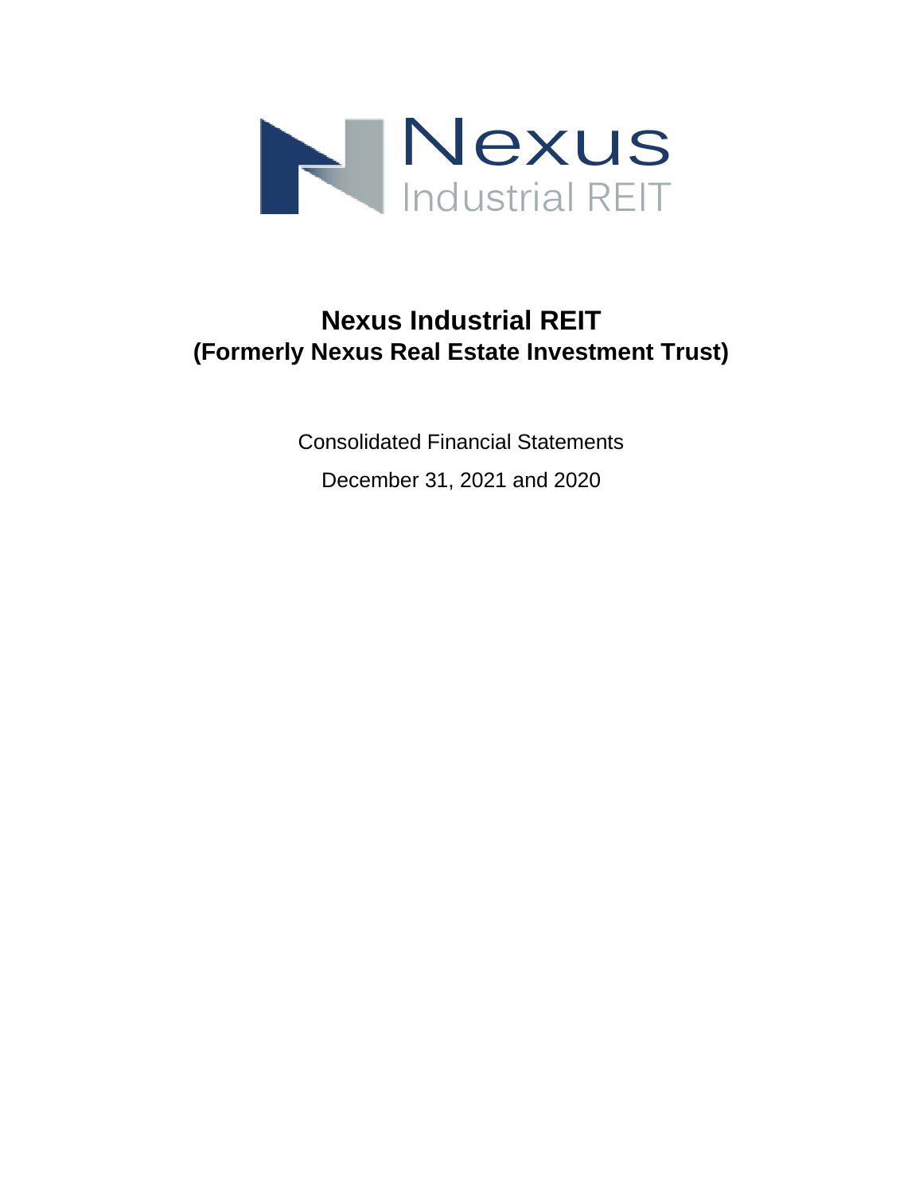Nexus
Industrial REIT

# Nexus Industrial REIT
## (Formerly Nexus Real Estate Investment Trust)

Consolidated Financial Statements

December 31, 2021 and 2020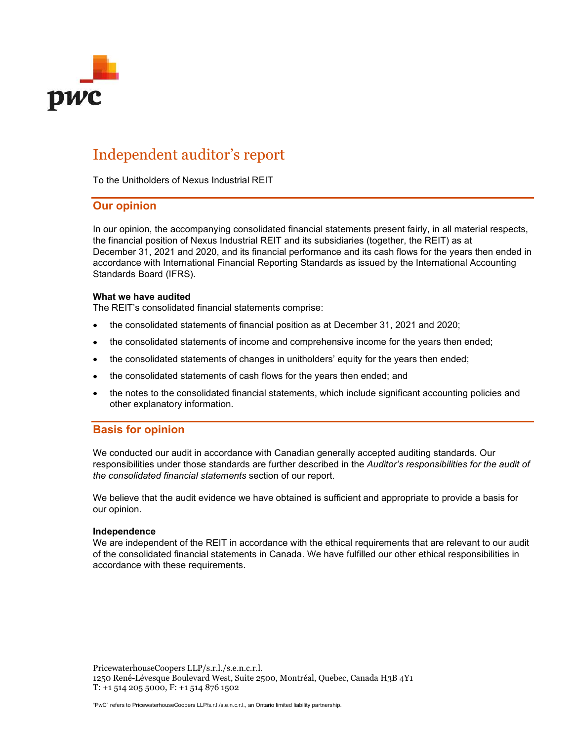# Independent auditor's report

To the Unitholders of Nexus Industrial REIT

## Our opinion

In our opinion, the accompanying consolidated financial statements present fairly, in all material respects, the financial position of Nexus Industrial REIT and its subsidiaries (together, the REIT) as at December 31, 2021 and 2020, and its financial performance and its cash flows for the years then ended in accordance with International Financial Reporting Standards as issued by the International Accounting Standards Board (IFRS).

**What we have audited**
The REIT's consolidated financial statements comprise:

- the consolidated statements of financial position as at December 31, 2021 and 2020;
- the consolidated statements of income and comprehensive income for the years then ended;
- the consolidated statements of changes in unitholders' equity for the years then ended;
- the consolidated statements of cash flows for the years then ended; and
- the notes to the consolidated financial statements, which include significant accounting policies and other explanatory information.

## Basis for opinion

We conducted our audit in accordance with Canadian generally accepted auditing standards. Our responsibilities under those standards are further described in the *Auditor's responsibilities for the audit of the consolidated financial statements* section of our report.

We believe that the audit evidence we have obtained is sufficient and appropriate to provide a basis for our opinion.

**Independence**
We are independent of the REIT in accordance with the ethical requirements that are relevant to our audit of the consolidated financial statements in Canada. We have fulfilled our other ethical responsibilities in accordance with these requirements.

PricewaterhouseCoopers LLP/s.r.l./s.e.n.c.r.l.
1250 René-Lévesque Boulevard West, Suite 2500, Montréal, Quebec, Canada H3B 4Y1
T: +1 514 205 5000, F: +1 514 876 1502

"PwC" refers to PricewaterhouseCoopers LLP/s.r.l./s.e.n.c.r.l., an Ontario limited liability partnership.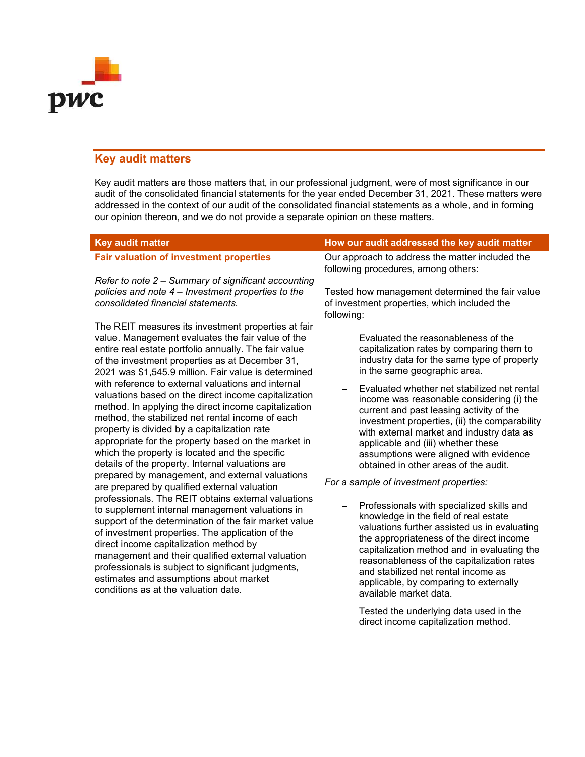## Key audit matters

Key audit matters are those matters that, in our professional judgment, were of most significance in our audit of the consolidated financial statements for the year ended December 31, 2021. These matters were addressed in the context of our audit of the consolidated financial statements as a whole, and in forming our opinion thereon, and we do not provide a separate opinion on these matters.

| Key audit matter | How our audit addressed the key audit matter |
|---|---|
| **Fair valuation of investment properties**<br><br>*Refer to note 2 – Summary of significant accounting policies and note 4 – Investment properties to the consolidated financial statements.*<br><br>The REIT measures its investment properties at fair value. Management evaluates the fair value of the entire real estate portfolio annually. The fair value of the investment properties as at December 31, 2021 was $1,545.9 million. Fair value is determined with reference to external valuations and internal valuations based on the direct income capitalization method. In applying the direct income capitalization method, the stabilized net rental income of each property is divided by a capitalization rate appropriate for the property based on the market in which the property is located and the specific details of the property. Internal valuations are prepared by management, and external valuations are prepared by qualified external valuation professionals. The REIT obtains external valuations to supplement internal management valuations in support of the determination of the fair market value of investment properties. The application of the direct income capitalization method by management and their qualified external valuation professionals is subject to significant judgments, estimates and assumptions about market conditions as at the valuation date. | Our approach to address the matter included the following procedures, among others:<br><br>Tested how management determined the fair value of investment properties, which included the following:<br><br>– Evaluated the reasonableness of the capitalization rates by comparing them to industry data for the same type of property in the same geographic area.<br><br>– Evaluated whether net stabilized net rental income was reasonable considering (i) the current and past leasing activity of the investment properties, (ii) the comparability with external market and industry data as applicable and (iii) whether these assumptions were aligned with evidence obtained in other areas of the audit.<br><br>*For a sample of investment properties:*<br><br>– Professionals with specialized skills and knowledge in the field of real estate valuations further assisted us in evaluating the appropriateness of the direct income capitalization method and in evaluating the reasonableness of the capitalization rates and stabilized net rental income as applicable, by comparing to externally available market data.<br><br>– Tested the underlying data used in the direct income capitalization method. |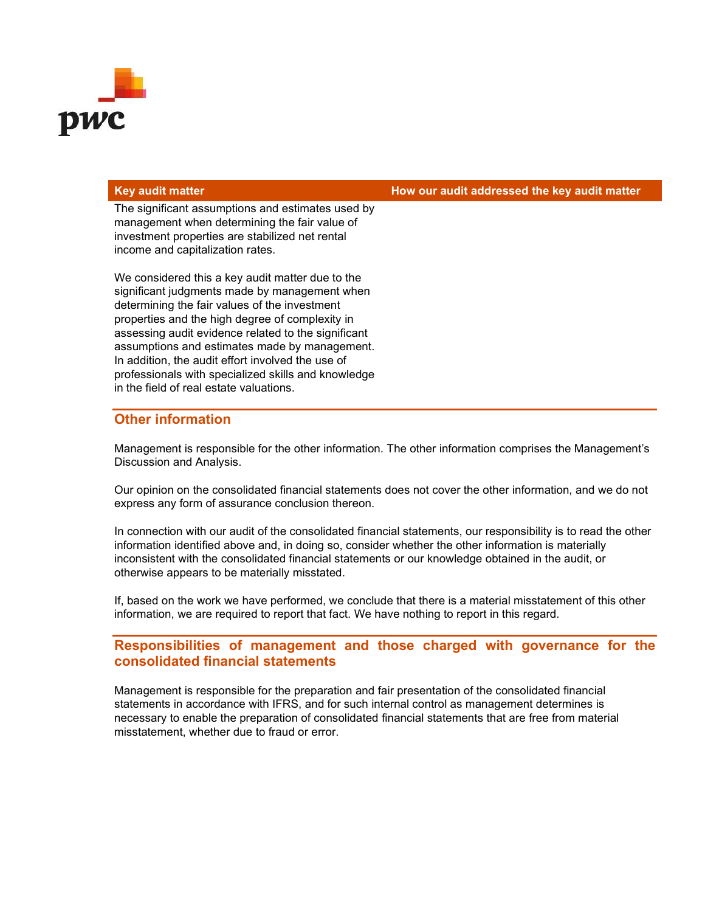| Key audit matter | How our audit addressed the key audit matter |
| --- | --- |
| The significant assumptions and estimates used by management when determining the fair value of investment properties are stabilized net rental income and capitalization rates.<br><br>We considered this a key audit matter due to the significant judgments made by management when determining the fair values of the investment properties and the high degree of complexity in assessing audit evidence related to the significant assumptions and estimates made by management. In addition, the audit effort involved the use of professionals with specialized skills and knowledge in the field of real estate valuations. | |

## Other information

Management is responsible for the other information. The other information comprises the Management's Discussion and Analysis.

Our opinion on the consolidated financial statements does not cover the other information, and we do not express any form of assurance conclusion thereon.

In connection with our audit of the consolidated financial statements, our responsibility is to read the other information identified above and, in doing so, consider whether the other information is materially inconsistent with the consolidated financial statements or our knowledge obtained in the audit, or otherwise appears to be materially misstated.

If, based on the work we have performed, we conclude that there is a material misstatement of this other information, we are required to report that fact. We have nothing to report in this regard.

## Responsibilities of management and those charged with governance for the consolidated financial statements

Management is responsible for the preparation and fair presentation of the consolidated financial statements in accordance with IFRS, and for such internal control as management determines is necessary to enable the preparation of consolidated financial statements that are free from material misstatement, whether due to fraud or error.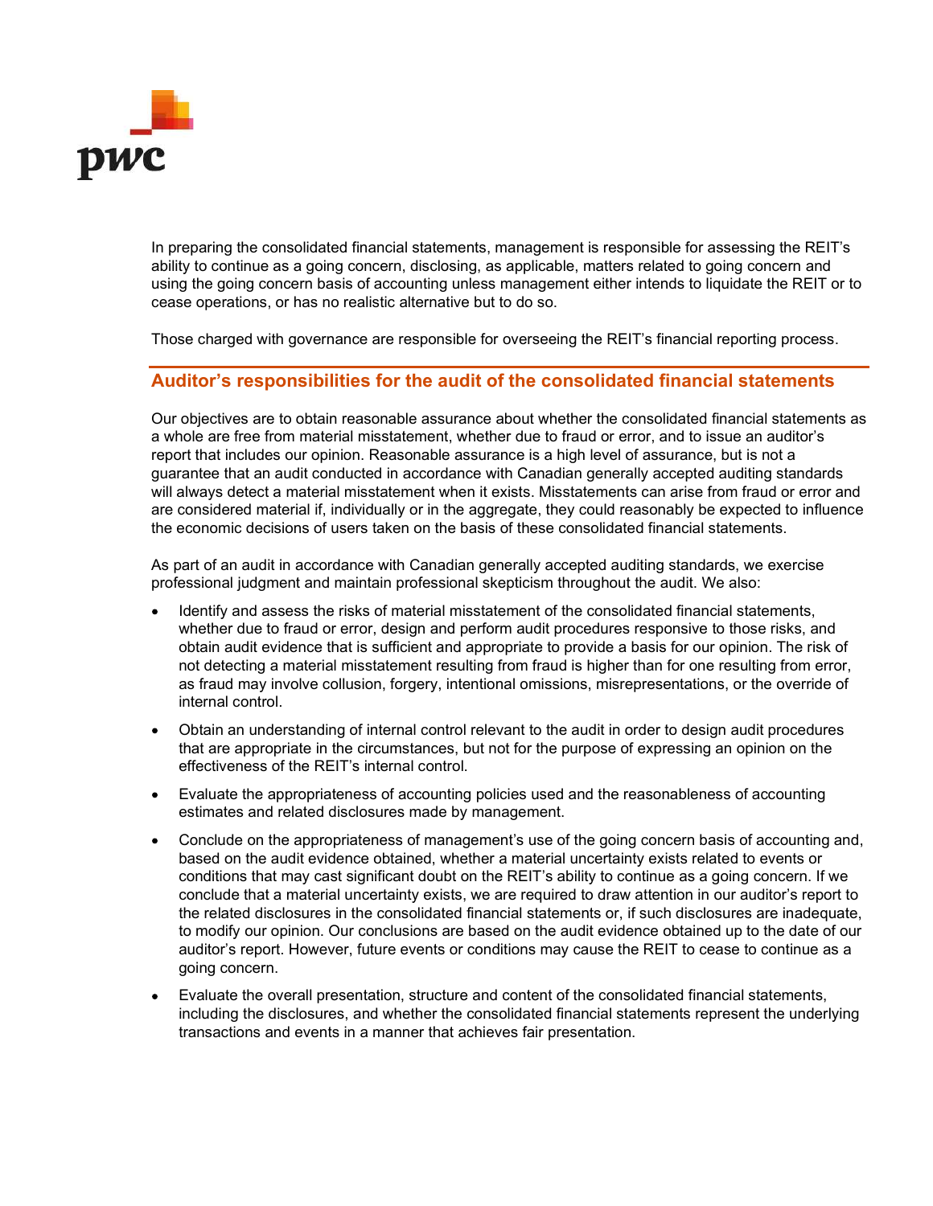In preparing the consolidated financial statements, management is responsible for assessing the REIT's ability to continue as a going concern, disclosing, as applicable, matters related to going concern and using the going concern basis of accounting unless management either intends to liquidate the REIT or to cease operations, or has no realistic alternative but to do so.

Those charged with governance are responsible for overseeing the REIT's financial reporting process.

## Auditor's responsibilities for the audit of the consolidated financial statements

Our objectives are to obtain reasonable assurance about whether the consolidated financial statements as a whole are free from material misstatement, whether due to fraud or error, and to issue an auditor's report that includes our opinion. Reasonable assurance is a high level of assurance, but is not a guarantee that an audit conducted in accordance with Canadian generally accepted auditing standards will always detect a material misstatement when it exists. Misstatements can arise from fraud or error and are considered material if, individually or in the aggregate, they could reasonably be expected to influence the economic decisions of users taken on the basis of these consolidated financial statements.

As part of an audit in accordance with Canadian generally accepted auditing standards, we exercise professional judgment and maintain professional skepticism throughout the audit. We also:

- Identify and assess the risks of material misstatement of the consolidated financial statements, whether due to fraud or error, design and perform audit procedures responsive to those risks, and obtain audit evidence that is sufficient and appropriate to provide a basis for our opinion. The risk of not detecting a material misstatement resulting from fraud is higher than for one resulting from error, as fraud may involve collusion, forgery, intentional omissions, misrepresentations, or the override of internal control.
- Obtain an understanding of internal control relevant to the audit in order to design audit procedures that are appropriate in the circumstances, but not for the purpose of expressing an opinion on the effectiveness of the REIT's internal control.
- Evaluate the appropriateness of accounting policies used and the reasonableness of accounting estimates and related disclosures made by management.
- Conclude on the appropriateness of management's use of the going concern basis of accounting and, based on the audit evidence obtained, whether a material uncertainty exists related to events or conditions that may cast significant doubt on the REIT's ability to continue as a going concern. If we conclude that a material uncertainty exists, we are required to draw attention in our auditor's report to the related disclosures in the consolidated financial statements or, if such disclosures are inadequate, to modify our opinion. Our conclusions are based on the audit evidence obtained up to the date of our auditor's report. However, future events or conditions may cause the REIT to cease to continue as a going concern.
- Evaluate the overall presentation, structure and content of the consolidated financial statements, including the disclosures, and whether the consolidated financial statements represent the underlying transactions and events in a manner that achieves fair presentation.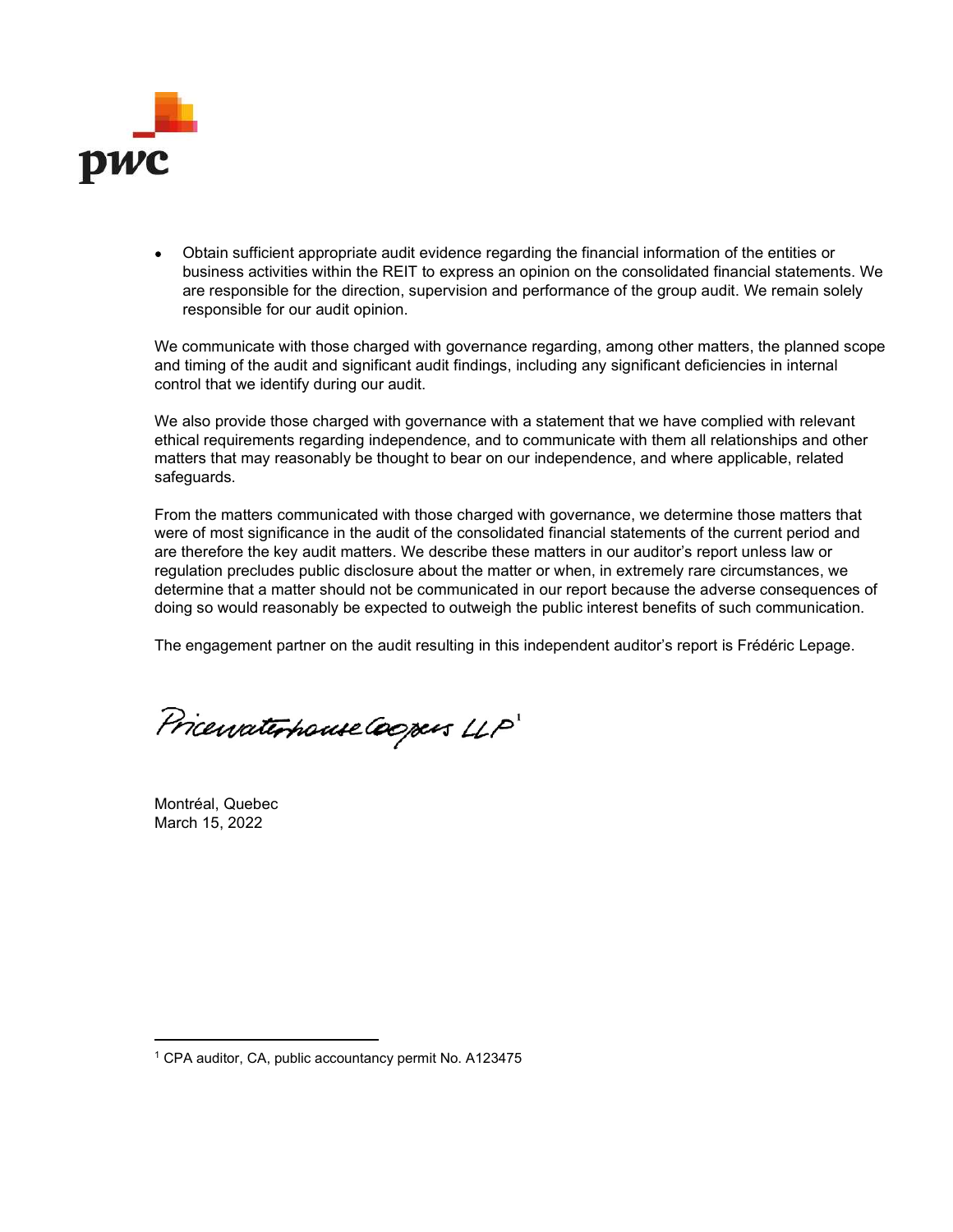- Obtain sufficient appropriate audit evidence regarding the financial information of the entities or business activities within the REIT to express an opinion on the consolidated financial statements. We are responsible for the direction, supervision and performance of the group audit. We remain solely responsible for our audit opinion.

We communicate with those charged with governance regarding, among other matters, the planned scope and timing of the audit and significant audit findings, including any significant deficiencies in internal control that we identify during our audit.

We also provide those charged with governance with a statement that we have complied with relevant ethical requirements regarding independence, and to communicate with them all relationships and other matters that may reasonably be thought to bear on our independence, and where applicable, related safeguards.

From the matters communicated with those charged with governance, we determine those matters that were of most significance in the audit of the consolidated financial statements of the current period and are therefore the key audit matters. We describe these matters in our auditor's report unless law or regulation precludes public disclosure about the matter or when, in extremely rare circumstances, we determine that a matter should not be communicated in our report because the adverse consequences of doing so would reasonably be expected to outweigh the public interest benefits of such communication.

The engagement partner on the audit resulting in this independent auditor's report is Frédéric Lepage.

PricewaterhouseCoopers LLP[1]

Montréal, Quebec
March 15, 2022

[1] CPA auditor, CA, public accountancy permit No. A123475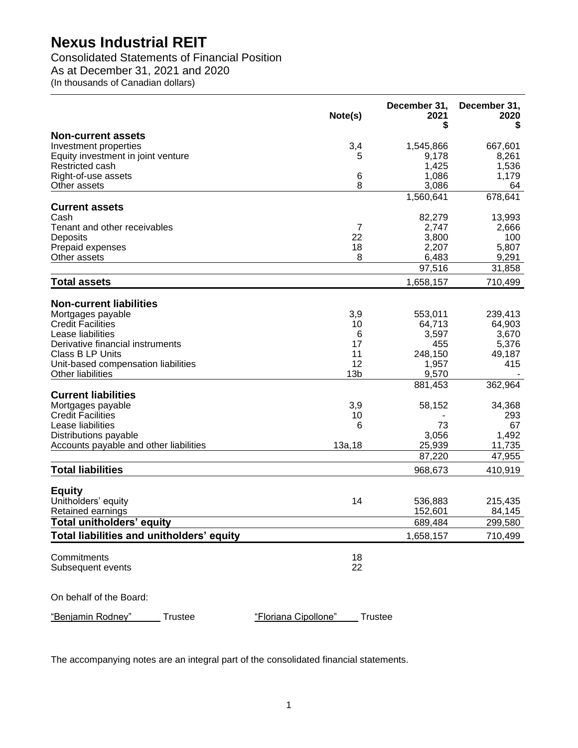# Nexus Industrial REIT

Consolidated Statements of Financial Position
As at December 31, 2021 and 2020
(In thousands of Canadian dollars)

| | Note(s) | December 31, 2021 $ | December 31, 2020 $ |
|---|---|---|---|
| **Non-current assets** | | | |
| Investment properties | 3,4 | 1,545,866 | 667,601 |
| Equity investment in joint venture | 5 | 9,178 | 8,261 |
| Restricted cash | | 1,425 | 1,536 |
| Right-of-use assets | 6 | 1,086 | 1,179 |
| Other assets | 8 | 3,086 | 64 |
| | | 1,560,641 | 678,641 |
| **Current assets** | | | |
| Cash | | 82,279 | 13,993 |
| Tenant and other receivables | 7 | 2,747 | 2,666 |
| Deposits | 22 | 3,800 | 100 |
| Prepaid expenses | 18 | 2,207 | 5,807 |
| Other assets | 8 | 6,483 | 9,291 |
| | | 97,516 | 31,858 |
| **Total assets** | | 1,658,157 | 710,499 |
| **Non-current liabilities** | | | |
| Mortgages payable | 3,9 | 553,011 | 239,413 |
| Credit Facilities | 10 | 64,713 | 64,903 |
| Lease liabilities | 6 | 3,597 | 3,670 |
| Derivative financial instruments | 17 | 455 | 5,376 |
| Class B LP Units | 11 | 248,150 | 49,187 |
| Unit-based compensation liabilities | 12 | 1,957 | 415 |
| Other liabilities | 13b | 9,570 | - |
| | | 881,453 | 362,964 |
| **Current liabilities** | | | |
| Mortgages payable | 3,9 | 58,152 | 34,368 |
| Credit Facilities | 10 | - | 293 |
| Lease liabilities | 6 | 73 | 67 |
| Distributions payable | | 3,056 | 1,492 |
| Accounts payable and other liabilities | 13a,18 | 25,939 | 11,735 |
| | | 87,220 | 47,955 |
| **Total liabilities** | | 968,673 | 410,919 |
| **Equity** | | | |
| Unitholders' equity | 14 | 536,883 | 215,435 |
| Retained earnings | | 152,601 | 84,145 |
| **Total unitholders' equity** | | 689,484 | 299,580 |
| **Total liabilities and unitholders' equity** | | 1,658,157 | 710,499 |
| Commitments | 18 | | |
| Subsequent events | 22 | | |

On behalf of the Board:

"Benjamin Rodney" Trustee "Floriana Cipollone" Trustee

The accompanying notes are an integral part of the consolidated financial statements.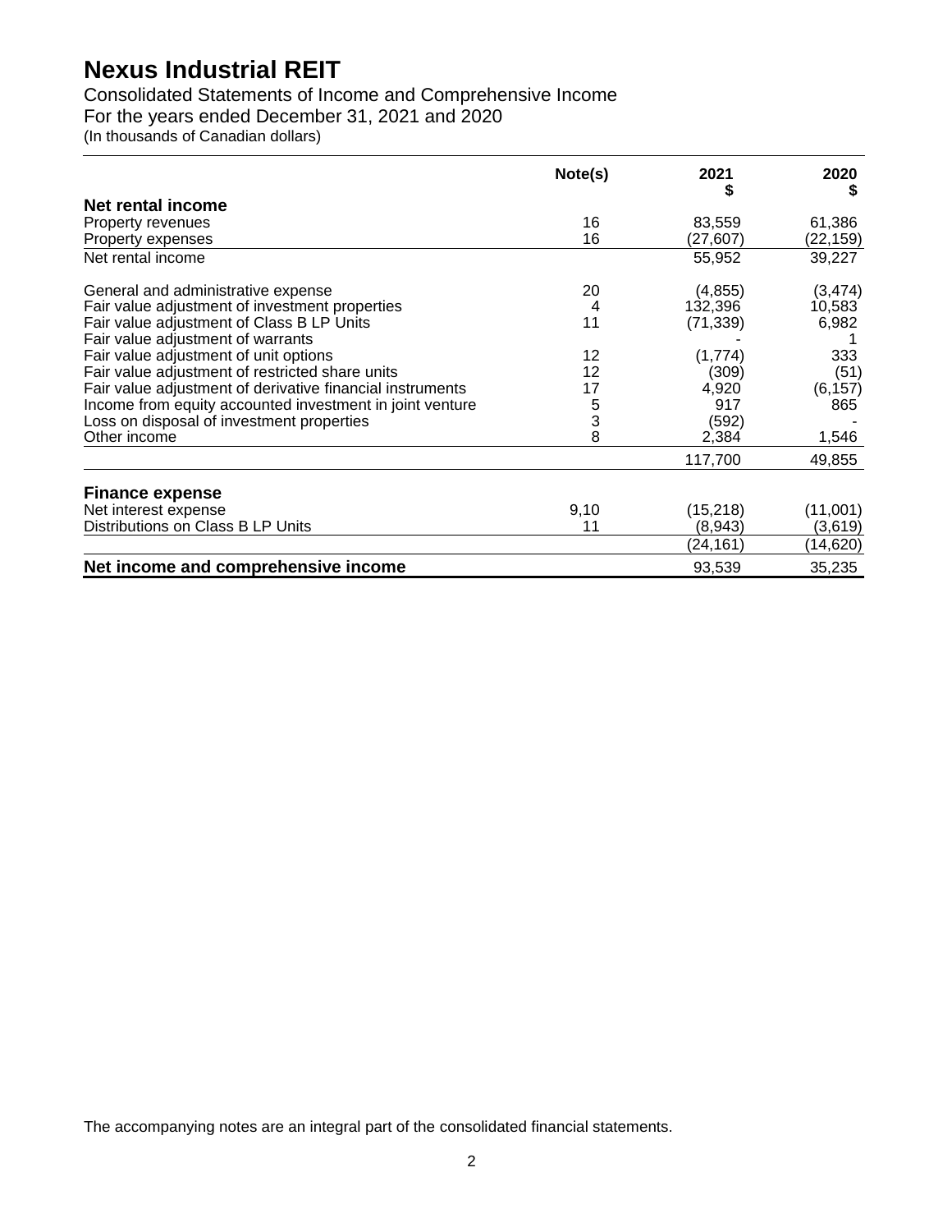# Nexus Industrial REIT

Consolidated Statements of Income and Comprehensive Income
For the years ended December 31, 2021 and 2020
(In thousands of Canadian dollars)

| | Note(s) | 2021<br>$ | 2020<br>$ |
|---|---|---|---|
| **Net rental income** | | | |
| Property revenues | 16 | 83,559 | 61,386 |
| Property expenses | 16 | (27,607) | (22,159) |
| Net rental income | | 55,952 | 39,227 |
| General and administrative expense | 20 | (4,855) | (3,474) |
| Fair value adjustment of investment properties | 4 | 132,396 | 10,583 |
| Fair value adjustment of Class B LP Units | 11 | (71,339) | 6,982 |
| Fair value adjustment of warrants | | - | 1 |
| Fair value adjustment of unit options | 12 | (1,774) | 333 |
| Fair value adjustment of restricted share units | 12 | (309) | (51) |
| Fair value adjustment of derivative financial instruments | 17 | 4,920 | (6,157) |
| Income from equity accounted investment in joint venture | 5 | 917 | 865 |
| Loss on disposal of investment properties | 3 | (592) | - |
| Other income | 8 | 2,384 | 1,546 |
| | | 117,700 | 49,855 |
| **Finance expense** | | | |
| Net interest expense | 9,10 | (15,218) | (11,001) |
| Distributions on Class B LP Units | 11 | (8,943) | (3,619) |
| | | (24,161) | (14,620) |
| **Net income and comprehensive income** | | 93,539 | 35,235 |

The accompanying notes are an integral part of the consolidated financial statements.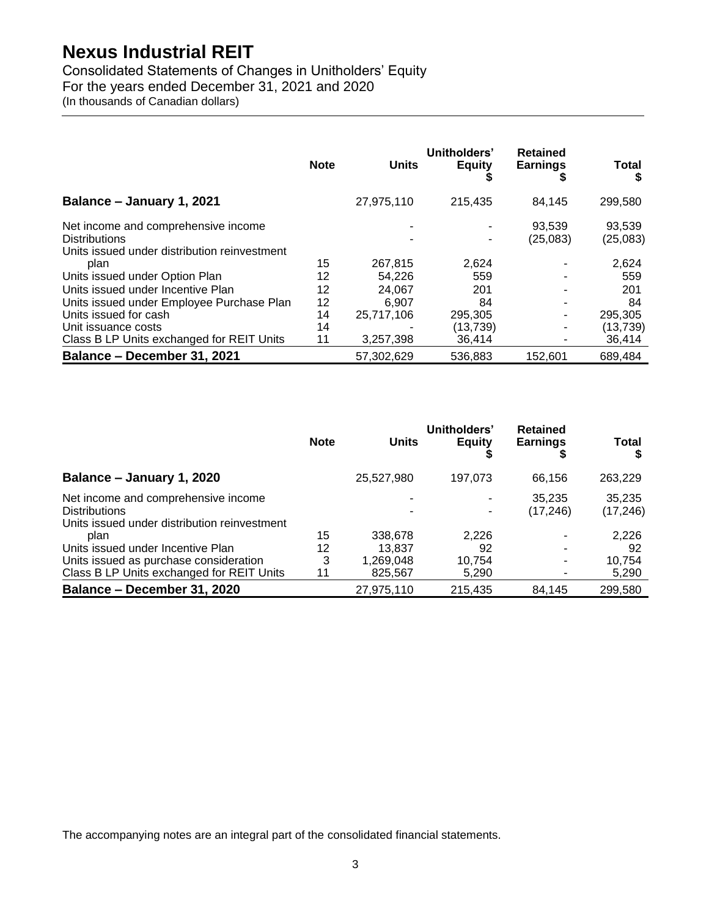# Nexus Industrial REIT

Consolidated Statements of Changes in Unitholders' Equity
For the years ended December 31, 2021 and 2020
(In thousands of Canadian dollars)

| | Note | Units | Unitholders' Equity $ | Retained Earnings $ | Total $ |
|---|---|---|---|---|---|
| **Balance – January 1, 2021** | | 27,975,110 | 215,435 | 84,145 | 299,580 |
| Net income and comprehensive income | | - | - | 93,539 | 93,539 |
| Distributions | | - | - | (25,083) | (25,083) |
| Units issued under distribution reinvestment plan | 15 | 267,815 | 2,624 | - | 2,624 |
| Units issued under Option Plan | 12 | 54,226 | 559 | - | 559 |
| Units issued under Incentive Plan | 12 | 24,067 | 201 | - | 201 |
| Units issued under Employee Purchase Plan | 12 | 6,907 | 84 | - | 84 |
| Units issued for cash | 14 | 25,717,106 | 295,305 | - | 295,305 |
| Unit issuance costs | 14 | - | (13,739) | - | (13,739) |
| Class B LP Units exchanged for REIT Units | 11 | 3,257,398 | 36,414 | - | 36,414 |
| **Balance – December 31, 2021** | | 57,302,629 | 536,883 | 152,601 | 689,484 |

| | Note | Units | Unitholders' Equity $ | Retained Earnings $ | Total $ |
|---|---|---|---|---|---|
| **Balance – January 1, 2020** | | 25,527,980 | 197,073 | 66,156 | 263,229 |
| Net income and comprehensive income | | - | - | 35,235 | 35,235 |
| Distributions | | - | - | (17,246) | (17,246) |
| Units issued under distribution reinvestment plan | 15 | 338,678 | 2,226 | - | 2,226 |
| Units issued under Incentive Plan | 12 | 13,837 | 92 | - | 92 |
| Units issued as purchase consideration | 3 | 1,269,048 | 10,754 | - | 10,754 |
| Class B LP Units exchanged for REIT Units | 11 | 825,567 | 5,290 | - | 5,290 |
| **Balance – December 31, 2020** | | 27,975,110 | 215,435 | 84,145 | 299,580 |

The accompanying notes are an integral part of the consolidated financial statements.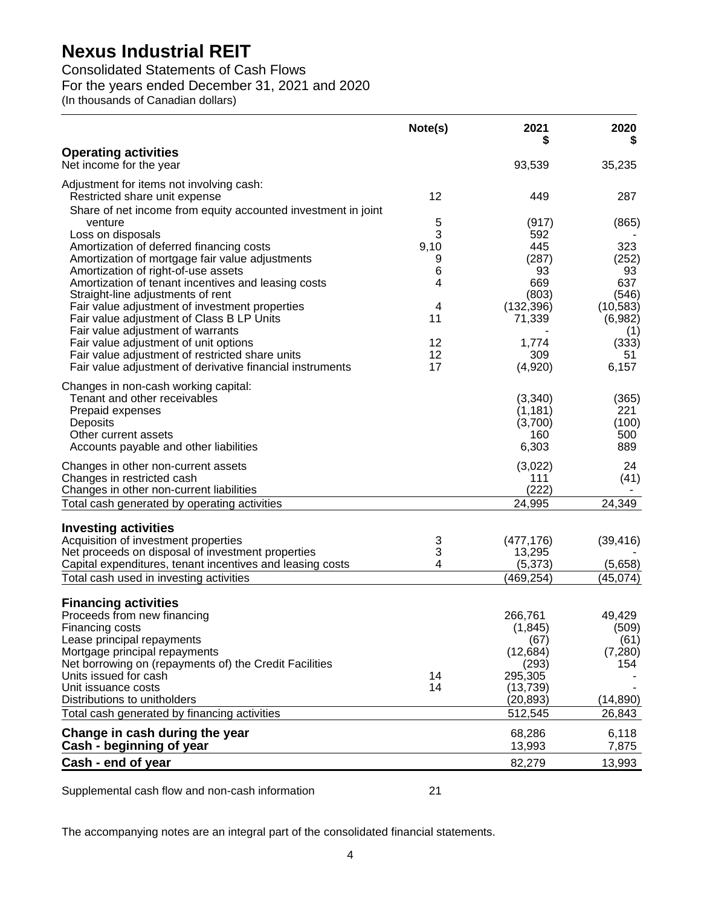# Nexus Industrial REIT

Consolidated Statements of Cash Flows

For the years ended December 31, 2021 and 2020

(In thousands of Canadian dollars)

| | Note(s) | 2021 $ | 2020 $ |
|---|---|---|---|
| **Operating activities** | | | |
| Net income for the year | | 93,539 | 35,235 |
| Adjustment for items not involving cash: | | | |
| Restricted share unit expense | 12 | 449 | 287 |
| Share of net income from equity accounted investment in joint venture | 5 | (917) | (865) |
| Loss on disposals | 3 | 592 | - |
| Amortization of deferred financing costs | 9,10 | 445 | 323 |
| Amortization of mortgage fair value adjustments | 9 | (287) | (252) |
| Amortization of right-of-use assets | 6 | 93 | 93 |
| Amortization of tenant incentives and leasing costs | 4 | 669 | 637 |
| Straight-line adjustments of rent | | (803) | (546) |
| Fair value adjustment of investment properties | 4 | (132,396) | (10,583) |
| Fair value adjustment of Class B LP Units | 11 | 71,339 | (6,982) |
| Fair value adjustment of warrants | | - | (1) |
| Fair value adjustment of unit options | 12 | 1,774 | (333) |
| Fair value adjustment of restricted share units | 12 | 309 | 51 |
| Fair value adjustment of derivative financial instruments | 17 | (4,920) | 6,157 |
| Changes in non-cash working capital: | | | |
| Tenant and other receivables | | (3,340) | (365) |
| Prepaid expenses | | (1,181) | 221 |
| Deposits | | (3,700) | (100) |
| Other current assets | | 160 | 500 |
| Accounts payable and other liabilities | | 6,303 | 889 |
| Changes in other non-current assets | | (3,022) | 24 |
| Changes in restricted cash | | 111 | (41) |
| Changes in other non-current liabilities | | (222) | - |
| Total cash generated by operating activities | | 24,995 | 24,349 |
| **Investing activities** | | | |
| Acquisition of investment properties | 3 | (477,176) | (39,416) |
| Net proceeds on disposal of investment properties | 3 | 13,295 | - |
| Capital expenditures, tenant incentives and leasing costs | 4 | (5,373) | (5,658) |
| Total cash used in investing activities | | (469,254) | (45,074) |
| **Financing activities** | | | |
| Proceeds from new financing | | 266,761 | 49,429 |
| Financing costs | | (1,845) | (509) |
| Lease principal repayments | | (67) | (61) |
| Mortgage principal repayments | | (12,684) | (7,280) |
| Net borrowing on (repayments of) the Credit Facilities | | (293) | 154 |
| Units issued for cash | 14 | 295,305 | - |
| Unit issuance costs | 14 | (13,739) | - |
| Distributions to unitholders | | (20,893) | (14,890) |
| Total cash generated by financing activities | | 512,545 | 26,843 |
| **Change in cash during the year** | | 68,286 | 6,118 |
| **Cash - beginning of year** | | 13,993 | 7,875 |
| **Cash - end of year** | | 82,279 | 13,993 |

Supplemental cash flow and non-cash information 21

The accompanying notes are an integral part of the consolidated financial statements.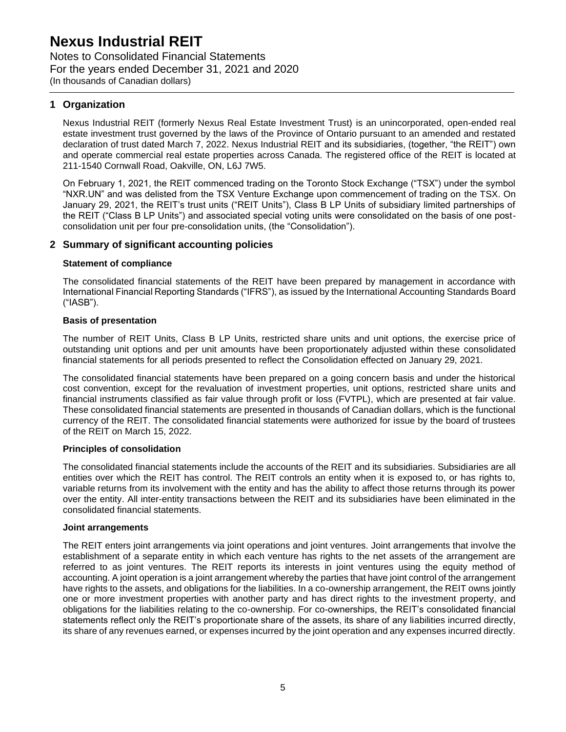# Nexus Industrial REIT

Notes to Consolidated Financial Statements
For the years ended December 31, 2021 and 2020
(In thousands of Canadian dollars)

## 1 Organization

Nexus Industrial REIT (formerly Nexus Real Estate Investment Trust) is an unincorporated, open-ended real estate investment trust governed by the laws of the Province of Ontario pursuant to an amended and restated declaration of trust dated March 7, 2022. Nexus Industrial REIT and its subsidiaries, (together, "the REIT") own and operate commercial real estate properties across Canada. The registered office of the REIT is located at 211-1540 Cornwall Road, Oakville, ON, L6J 7W5.

On February 1, 2021, the REIT commenced trading on the Toronto Stock Exchange ("TSX") under the symbol "NXR.UN" and was delisted from the TSX Venture Exchange upon commencement of trading on the TSX. On January 29, 2021, the REIT's trust units ("REIT Units"), Class B LP Units of subsidiary limited partnerships of the REIT ("Class B LP Units") and associated special voting units were consolidated on the basis of one post-consolidation unit per four pre-consolidation units, (the "Consolidation").

## 2 Summary of significant accounting policies

### Statement of compliance

The consolidated financial statements of the REIT have been prepared by management in accordance with International Financial Reporting Standards ("IFRS"), as issued by the International Accounting Standards Board ("IASB").

### Basis of presentation

The number of REIT Units, Class B LP Units, restricted share units and unit options, the exercise price of outstanding unit options and per unit amounts have been proportionately adjusted within these consolidated financial statements for all periods presented to reflect the Consolidation effected on January 29, 2021.

The consolidated financial statements have been prepared on a going concern basis and under the historical cost convention, except for the revaluation of investment properties, unit options, restricted share units and financial instruments classified as fair value through profit or loss (FVTPL), which are presented at fair value. These consolidated financial statements are presented in thousands of Canadian dollars, which is the functional currency of the REIT. The consolidated financial statements were authorized for issue by the board of trustees of the REIT on March 15, 2022.

### Principles of consolidation

The consolidated financial statements include the accounts of the REIT and its subsidiaries. Subsidiaries are all entities over which the REIT has control. The REIT controls an entity when it is exposed to, or has rights to, variable returns from its involvement with the entity and has the ability to affect those returns through its power over the entity. All inter-entity transactions between the REIT and its subsidiaries have been eliminated in the consolidated financial statements.

### Joint arrangements

The REIT enters joint arrangements via joint operations and joint ventures. Joint arrangements that involve the establishment of a separate entity in which each venture has rights to the net assets of the arrangement are referred to as joint ventures. The REIT reports its interests in joint ventures using the equity method of accounting. A joint operation is a joint arrangement whereby the parties that have joint control of the arrangement have rights to the assets, and obligations for the liabilities. In a co-ownership arrangement, the REIT owns jointly one or more investment properties with another party and has direct rights to the investment property, and obligations for the liabilities relating to the co-ownership. For co-ownerships, the REIT's consolidated financial statements reflect only the REIT's proportionate share of the assets, its share of any liabilities incurred directly, its share of any revenues earned, or expenses incurred by the joint operation and any expenses incurred directly.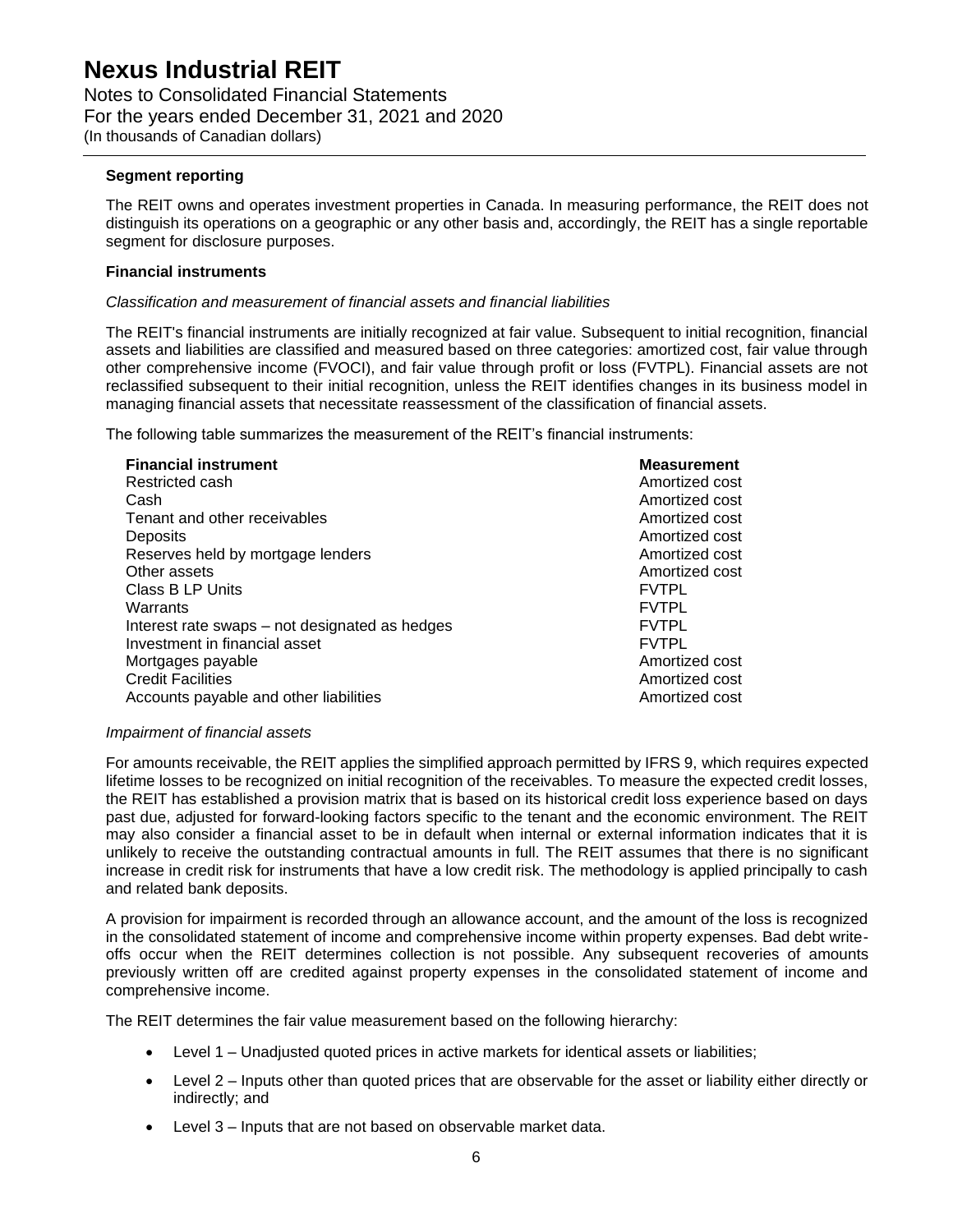**Segment reporting**

The REIT owns and operates investment properties in Canada. In measuring performance, the REIT does not distinguish its operations on a geographic or any other basis and, accordingly, the REIT has a single reportable segment for disclosure purposes.

**Financial instruments**

*Classification and measurement of financial assets and financial liabilities*

The REIT's financial instruments are initially recognized at fair value. Subsequent to initial recognition, financial assets and liabilities are classified and measured based on three categories: amortized cost, fair value through other comprehensive income (FVOCI), and fair value through profit or loss (FVTPL). Financial assets are not reclassified subsequent to their initial recognition, unless the REIT identifies changes in its business model in managing financial assets that necessitate reassessment of the classification of financial assets.

The following table summarizes the measurement of the REIT's financial instruments:

| Financial instrument | Measurement |
|---|---|
| Restricted cash | Amortized cost |
| Cash | Amortized cost |
| Tenant and other receivables | Amortized cost |
| Deposits | Amortized cost |
| Reserves held by mortgage lenders | Amortized cost |
| Other assets | Amortized cost |
| Class B LP Units | FVTPL |
| Warrants | FVTPL |
| Interest rate swaps – not designated as hedges | FVTPL |
| Investment in financial asset | FVTPL |
| Mortgages payable | Amortized cost |
| Credit Facilities | Amortized cost |
| Accounts payable and other liabilities | Amortized cost |

*Impairment of financial assets*

For amounts receivable, the REIT applies the simplified approach permitted by IFRS 9, which requires expected lifetime losses to be recognized on initial recognition of the receivables. To measure the expected credit losses, the REIT has established a provision matrix that is based on its historical credit loss experience based on days past due, adjusted for forward-looking factors specific to the tenant and the economic environment. The REIT may also consider a financial asset to be in default when internal or external information indicates that it is unlikely to receive the outstanding contractual amounts in full. The REIT assumes that there is no significant increase in credit risk for instruments that have a low credit risk. The methodology is applied principally to cash and related bank deposits.

A provision for impairment is recorded through an allowance account, and the amount of the loss is recognized in the consolidated statement of income and comprehensive income within property expenses. Bad debt write-offs occur when the REIT determines collection is not possible. Any subsequent recoveries of amounts previously written off are credited against property expenses in the consolidated statement of income and comprehensive income.

The REIT determines the fair value measurement based on the following hierarchy:

- Level 1 – Unadjusted quoted prices in active markets for identical assets or liabilities;
- Level 2 – Inputs other than quoted prices that are observable for the asset or liability either directly or indirectly; and
- Level 3 – Inputs that are not based on observable market data.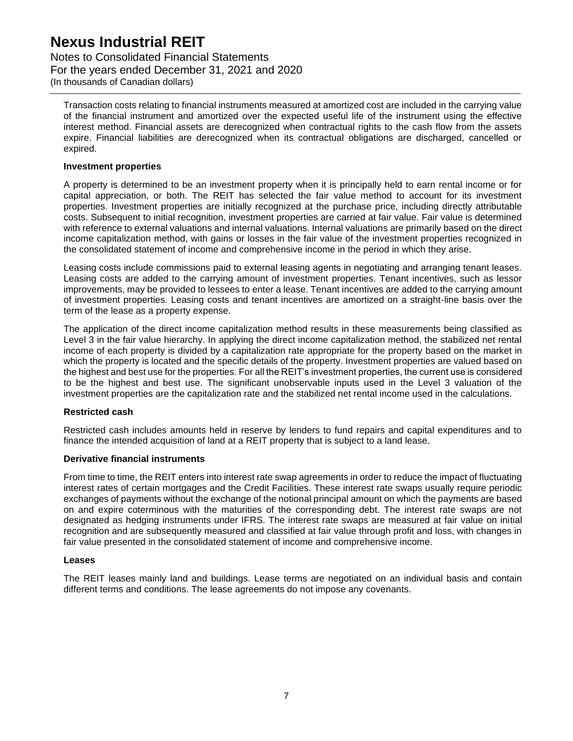Transaction costs relating to financial instruments measured at amortized cost are included in the carrying value of the financial instrument and amortized over the expected useful life of the instrument using the effective interest method. Financial assets are derecognized when contractual rights to the cash flow from the assets expire. Financial liabilities are derecognized when its contractual obligations are discharged, cancelled or expired.

**Investment properties**

A property is determined to be an investment property when it is principally held to earn rental income or for capital appreciation, or both. The REIT has selected the fair value method to account for its investment properties. Investment properties are initially recognized at the purchase price, including directly attributable costs. Subsequent to initial recognition, investment properties are carried at fair value. Fair value is determined with reference to external valuations and internal valuations. Internal valuations are primarily based on the direct income capitalization method, with gains or losses in the fair value of the investment properties recognized in the consolidated statement of income and comprehensive income in the period in which they arise.

Leasing costs include commissions paid to external leasing agents in negotiating and arranging tenant leases. Leasing costs are added to the carrying amount of investment properties. Tenant incentives, such as lessor improvements, may be provided to lessees to enter a lease. Tenant incentives are added to the carrying amount of investment properties. Leasing costs and tenant incentives are amortized on a straight-line basis over the term of the lease as a property expense.

The application of the direct income capitalization method results in these measurements being classified as Level 3 in the fair value hierarchy. In applying the direct income capitalization method, the stabilized net rental income of each property is divided by a capitalization rate appropriate for the property based on the market in which the property is located and the specific details of the property. Investment properties are valued based on the highest and best use for the properties. For all the REIT's investment properties, the current use is considered to be the highest and best use. The significant unobservable inputs used in the Level 3 valuation of the investment properties are the capitalization rate and the stabilized net rental income used in the calculations.

**Restricted cash**

Restricted cash includes amounts held in reserve by lenders to fund repairs and capital expenditures and to finance the intended acquisition of land at a REIT property that is subject to a land lease.

**Derivative financial instruments**

From time to time, the REIT enters into interest rate swap agreements in order to reduce the impact of fluctuating interest rates of certain mortgages and the Credit Facilities. These interest rate swaps usually require periodic exchanges of payments without the exchange of the notional principal amount on which the payments are based on and expire coterminous with the maturities of the corresponding debt. The interest rate swaps are not designated as hedging instruments under IFRS. The interest rate swaps are measured at fair value on initial recognition and are subsequently measured and classified at fair value through profit and loss, with changes in fair value presented in the consolidated statement of income and comprehensive income.

**Leases**

The REIT leases mainly land and buildings. Lease terms are negotiated on an individual basis and contain different terms and conditions. The lease agreements do not impose any covenants.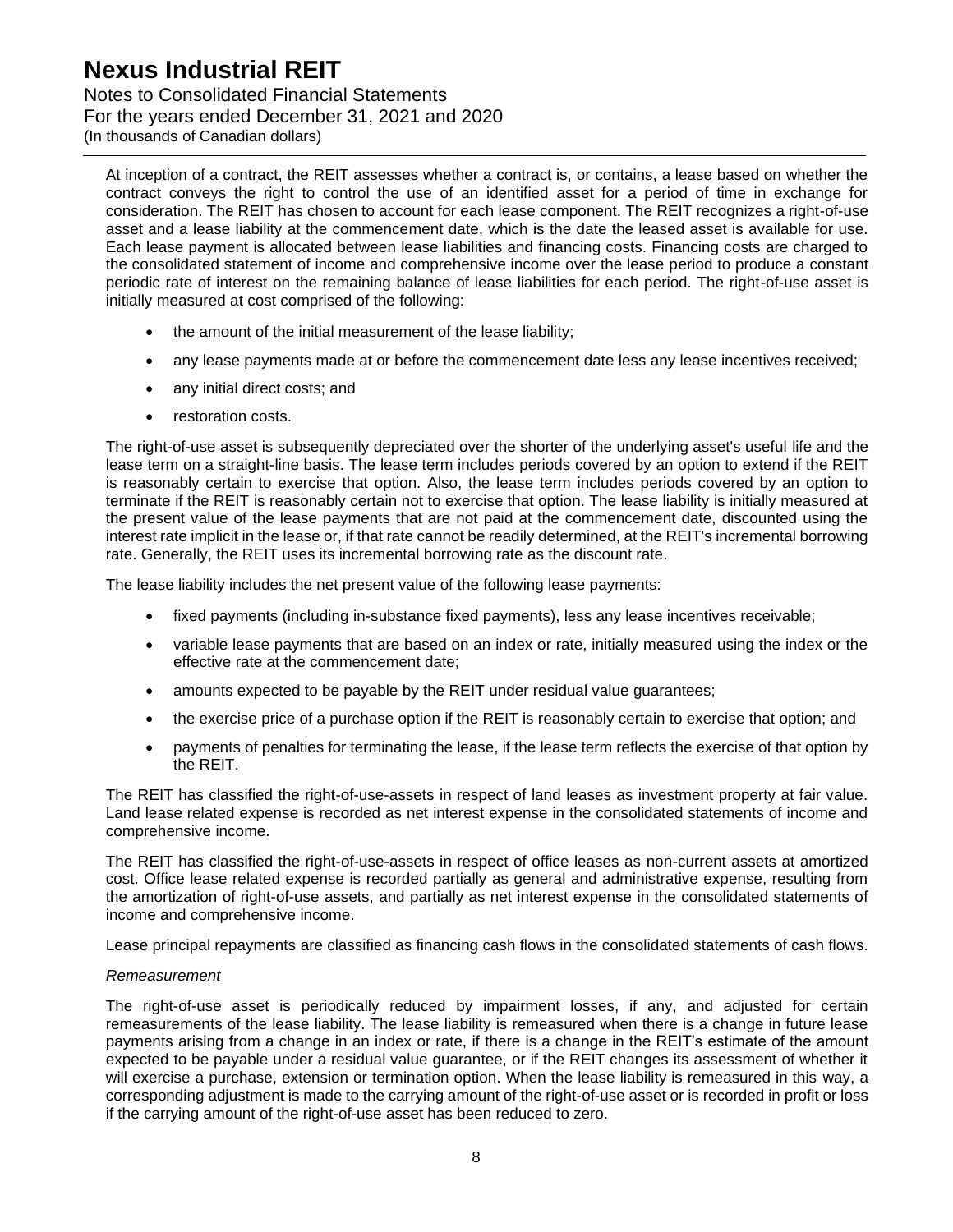At inception of a contract, the REIT assesses whether a contract is, or contains, a lease based on whether the contract conveys the right to control the use of an identified asset for a period of time in exchange for consideration. The REIT has chosen to account for each lease component. The REIT recognizes a right-of-use asset and a lease liability at the commencement date, which is the date the leased asset is available for use. Each lease payment is allocated between lease liabilities and financing costs. Financing costs are charged to the consolidated statement of income and comprehensive income over the lease period to produce a constant periodic rate of interest on the remaining balance of lease liabilities for each period. The right-of-use asset is initially measured at cost comprised of the following:

- the amount of the initial measurement of the lease liability;
- any lease payments made at or before the commencement date less any lease incentives received;
- any initial direct costs; and
- restoration costs.

The right-of-use asset is subsequently depreciated over the shorter of the underlying asset's useful life and the lease term on a straight-line basis. The lease term includes periods covered by an option to extend if the REIT is reasonably certain to exercise that option. Also, the lease term includes periods covered by an option to terminate if the REIT is reasonably certain not to exercise that option. The lease liability is initially measured at the present value of the lease payments that are not paid at the commencement date, discounted using the interest rate implicit in the lease or, if that rate cannot be readily determined, at the REIT's incremental borrowing rate. Generally, the REIT uses its incremental borrowing rate as the discount rate.

The lease liability includes the net present value of the following lease payments:

- fixed payments (including in-substance fixed payments), less any lease incentives receivable;
- variable lease payments that are based on an index or rate, initially measured using the index or the effective rate at the commencement date;
- amounts expected to be payable by the REIT under residual value guarantees;
- the exercise price of a purchase option if the REIT is reasonably certain to exercise that option; and
- payments of penalties for terminating the lease, if the lease term reflects the exercise of that option by the REIT.

The REIT has classified the right-of-use-assets in respect of land leases as investment property at fair value. Land lease related expense is recorded as net interest expense in the consolidated statements of income and comprehensive income.

The REIT has classified the right-of-use-assets in respect of office leases as non-current assets at amortized cost. Office lease related expense is recorded partially as general and administrative expense, resulting from the amortization of right-of-use assets, and partially as net interest expense in the consolidated statements of income and comprehensive income.

Lease principal repayments are classified as financing cash flows in the consolidated statements of cash flows.

*Remeasurement*

The right-of-use asset is periodically reduced by impairment losses, if any, and adjusted for certain remeasurements of the lease liability. The lease liability is remeasured when there is a change in future lease payments arising from a change in an index or rate, if there is a change in the REIT's estimate of the amount expected to be payable under a residual value guarantee, or if the REIT changes its assessment of whether it will exercise a purchase, extension or termination option. When the lease liability is remeasured in this way, a corresponding adjustment is made to the carrying amount of the right-of-use asset or is recorded in profit or loss if the carrying amount of the right-of-use asset has been reduced to zero.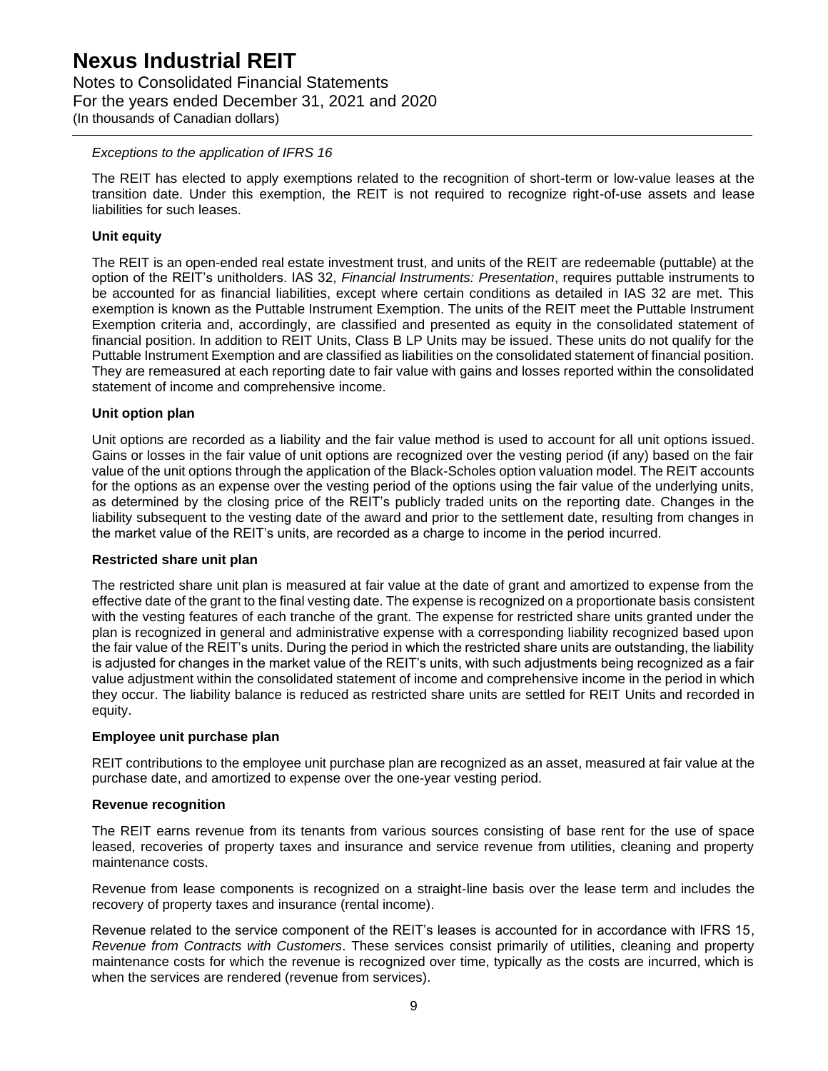*Exceptions to the application of IFRS 16*

The REIT has elected to apply exemptions related to the recognition of short-term or low-value leases at the transition date. Under this exemption, the REIT is not required to recognize right-of-use assets and lease liabilities for such leases.

**Unit equity**

The REIT is an open-ended real estate investment trust, and units of the REIT are redeemable (puttable) at the option of the REIT's unitholders. IAS 32, *Financial Instruments: Presentation*, requires puttable instruments to be accounted for as financial liabilities, except where certain conditions as detailed in IAS 32 are met. This exemption is known as the Puttable Instrument Exemption. The units of the REIT meet the Puttable Instrument Exemption criteria and, accordingly, are classified and presented as equity in the consolidated statement of financial position. In addition to REIT Units, Class B LP Units may be issued. These units do not qualify for the Puttable Instrument Exemption and are classified as liabilities on the consolidated statement of financial position. They are remeasured at each reporting date to fair value with gains and losses reported within the consolidated statement of income and comprehensive income.

**Unit option plan**

Unit options are recorded as a liability and the fair value method is used to account for all unit options issued. Gains or losses in the fair value of unit options are recognized over the vesting period (if any) based on the fair value of the unit options through the application of the Black-Scholes option valuation model. The REIT accounts for the options as an expense over the vesting period of the options using the fair value of the underlying units, as determined by the closing price of the REIT's publicly traded units on the reporting date. Changes in the liability subsequent to the vesting date of the award and prior to the settlement date, resulting from changes in the market value of the REIT's units, are recorded as a charge to income in the period incurred.

**Restricted share unit plan**

The restricted share unit plan is measured at fair value at the date of grant and amortized to expense from the effective date of the grant to the final vesting date. The expense is recognized on a proportionate basis consistent with the vesting features of each tranche of the grant. The expense for restricted share units granted under the plan is recognized in general and administrative expense with a corresponding liability recognized based upon the fair value of the REIT's units. During the period in which the restricted share units are outstanding, the liability is adjusted for changes in the market value of the REIT's units, with such adjustments being recognized as a fair value adjustment within the consolidated statement of income and comprehensive income in the period in which they occur. The liability balance is reduced as restricted share units are settled for REIT Units and recorded in equity.

**Employee unit purchase plan**

REIT contributions to the employee unit purchase plan are recognized as an asset, measured at fair value at the purchase date, and amortized to expense over the one-year vesting period.

**Revenue recognition**

The REIT earns revenue from its tenants from various sources consisting of base rent for the use of space leased, recoveries of property taxes and insurance and service revenue from utilities, cleaning and property maintenance costs.

Revenue from lease components is recognized on a straight-line basis over the lease term and includes the recovery of property taxes and insurance (rental income).

Revenue related to the service component of the REIT's leases is accounted for in accordance with IFRS 15, *Revenue from Contracts with Customers*. These services consist primarily of utilities, cleaning and property maintenance costs for which the revenue is recognized over time, typically as the costs are incurred, which is when the services are rendered (revenue from services).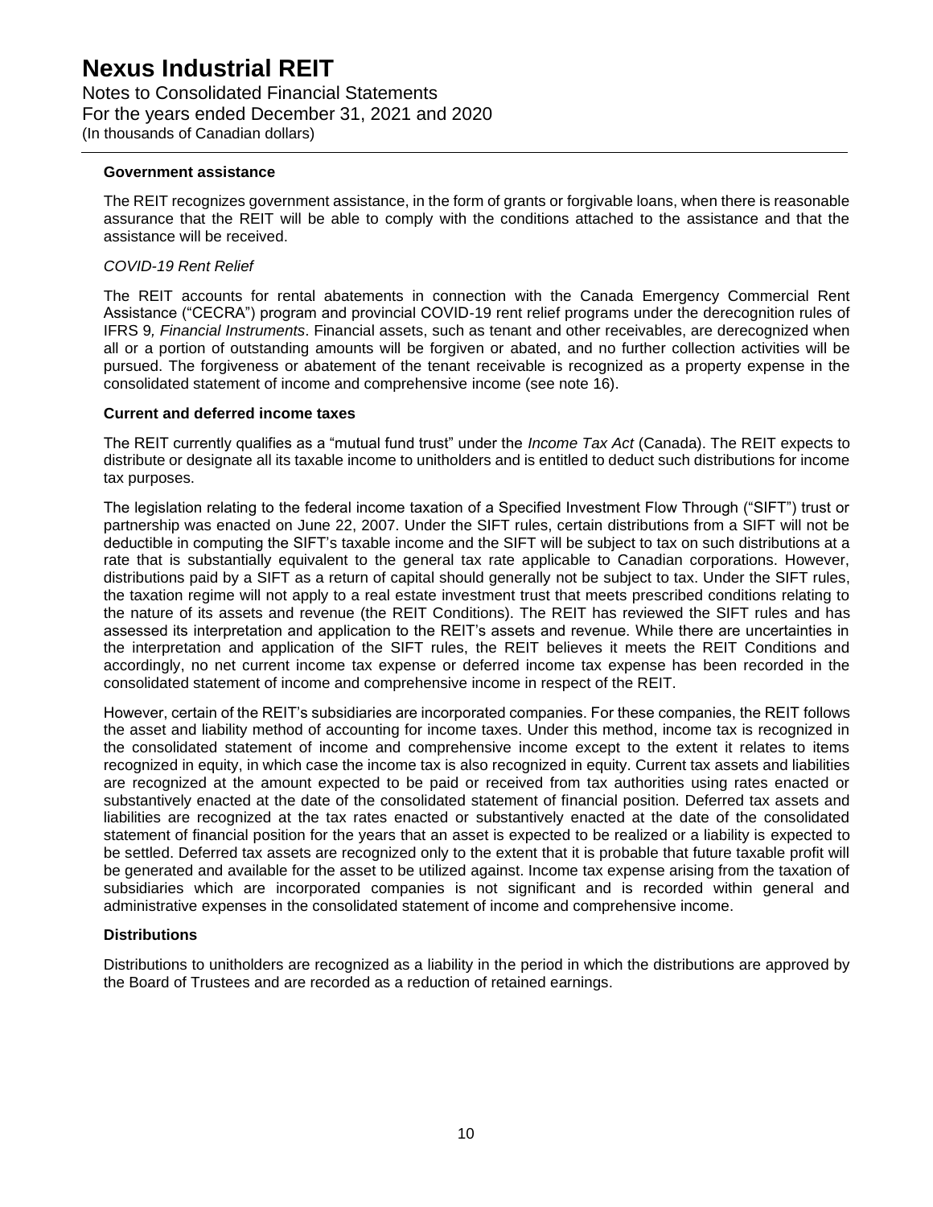### Government assistance

The REIT recognizes government assistance, in the form of grants or forgivable loans, when there is reasonable assurance that the REIT will be able to comply with the conditions attached to the assistance and that the assistance will be received.

*COVID-19 Rent Relief*

The REIT accounts for rental abatements in connection with the Canada Emergency Commercial Rent Assistance ("CECRA") program and provincial COVID-19 rent relief programs under the derecognition rules of IFRS 9*, Financial Instruments*. Financial assets, such as tenant and other receivables, are derecognized when all or a portion of outstanding amounts will be forgiven or abated, and no further collection activities will be pursued. The forgiveness or abatement of the tenant receivable is recognized as a property expense in the consolidated statement of income and comprehensive income (see note 16).

### Current and deferred income taxes

The REIT currently qualifies as a "mutual fund trust" under the *Income Tax Act* (Canada). The REIT expects to distribute or designate all its taxable income to unitholders and is entitled to deduct such distributions for income tax purposes.

The legislation relating to the federal income taxation of a Specified Investment Flow Through ("SIFT") trust or partnership was enacted on June 22, 2007. Under the SIFT rules, certain distributions from a SIFT will not be deductible in computing the SIFT's taxable income and the SIFT will be subject to tax on such distributions at a rate that is substantially equivalent to the general tax rate applicable to Canadian corporations. However, distributions paid by a SIFT as a return of capital should generally not be subject to tax. Under the SIFT rules, the taxation regime will not apply to a real estate investment trust that meets prescribed conditions relating to the nature of its assets and revenue (the REIT Conditions). The REIT has reviewed the SIFT rules and has assessed its interpretation and application to the REIT's assets and revenue. While there are uncertainties in the interpretation and application of the SIFT rules, the REIT believes it meets the REIT Conditions and accordingly, no net current income tax expense or deferred income tax expense has been recorded in the consolidated statement of income and comprehensive income in respect of the REIT.

However, certain of the REIT's subsidiaries are incorporated companies. For these companies, the REIT follows the asset and liability method of accounting for income taxes. Under this method, income tax is recognized in the consolidated statement of income and comprehensive income except to the extent it relates to items recognized in equity, in which case the income tax is also recognized in equity. Current tax assets and liabilities are recognized at the amount expected to be paid or received from tax authorities using rates enacted or substantively enacted at the date of the consolidated statement of financial position. Deferred tax assets and liabilities are recognized at the tax rates enacted or substantively enacted at the date of the consolidated statement of financial position for the years that an asset is expected to be realized or a liability is expected to be settled. Deferred tax assets are recognized only to the extent that it is probable that future taxable profit will be generated and available for the asset to be utilized against. Income tax expense arising from the taxation of subsidiaries which are incorporated companies is not significant and is recorded within general and administrative expenses in the consolidated statement of income and comprehensive income.

### Distributions

Distributions to unitholders are recognized as a liability in the period in which the distributions are approved by the Board of Trustees and are recorded as a reduction of retained earnings.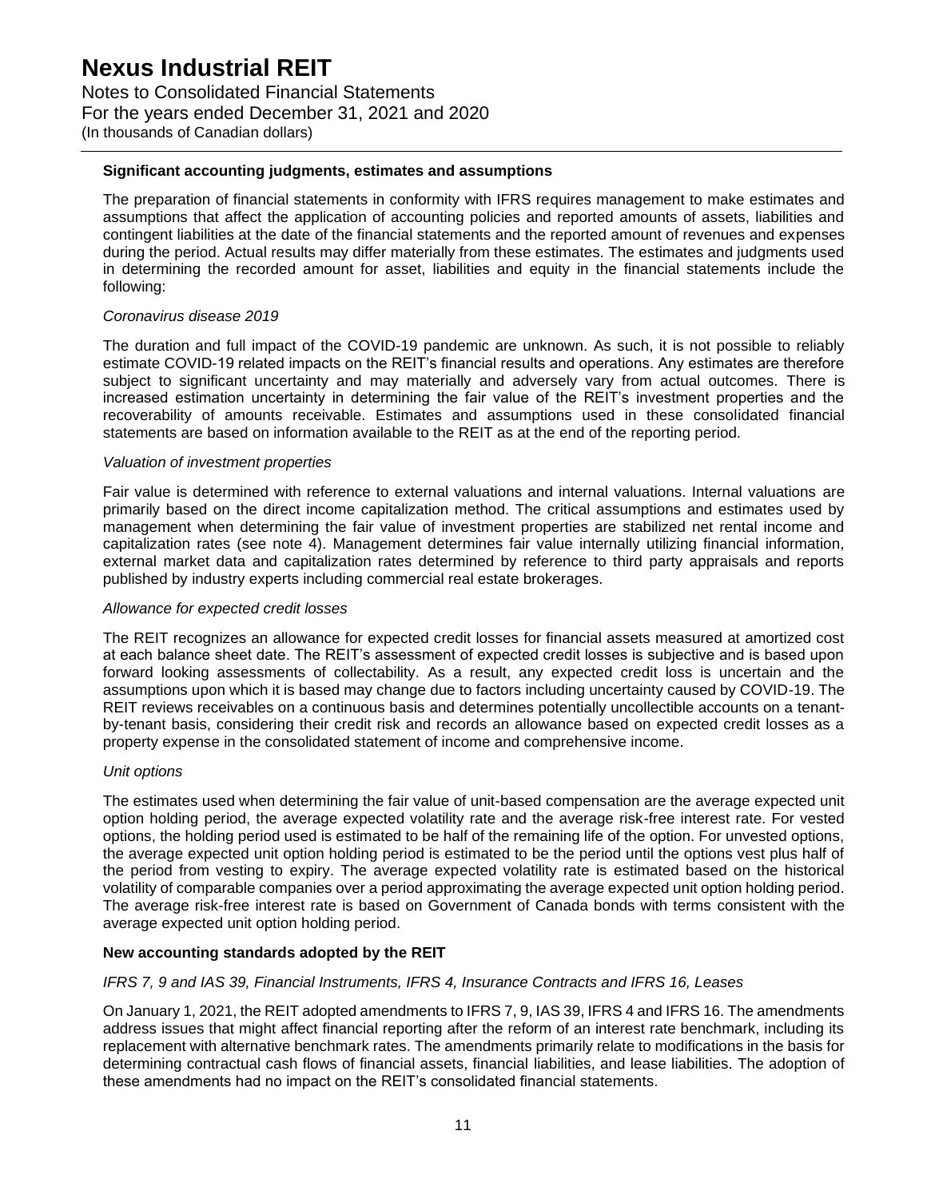**Significant accounting judgments, estimates and assumptions**

The preparation of financial statements in conformity with IFRS requires management to make estimates and assumptions that affect the application of accounting policies and reported amounts of assets, liabilities and contingent liabilities at the date of the financial statements and the reported amount of revenues and expenses during the period. Actual results may differ materially from these estimates. The estimates and judgments used in determining the recorded amount for asset, liabilities and equity in the financial statements include the following:

*Coronavirus disease 2019*

The duration and full impact of the COVID-19 pandemic are unknown. As such, it is not possible to reliably estimate COVID-19 related impacts on the REIT's financial results and operations. Any estimates are therefore subject to significant uncertainty and may materially and adversely vary from actual outcomes. There is increased estimation uncertainty in determining the fair value of the REIT's investment properties and the recoverability of amounts receivable. Estimates and assumptions used in these consolidated financial statements are based on information available to the REIT as at the end of the reporting period.

*Valuation of investment properties*

Fair value is determined with reference to external valuations and internal valuations. Internal valuations are primarily based on the direct income capitalization method. The critical assumptions and estimates used by management when determining the fair value of investment properties are stabilized net rental income and capitalization rates (see note 4). Management determines fair value internally utilizing financial information, external market data and capitalization rates determined by reference to third party appraisals and reports published by industry experts including commercial real estate brokerages.

*Allowance for expected credit losses*

The REIT recognizes an allowance for expected credit losses for financial assets measured at amortized cost at each balance sheet date. The REIT's assessment of expected credit losses is subjective and is based upon forward looking assessments of collectability. As a result, any expected credit loss is uncertain and the assumptions upon which it is based may change due to factors including uncertainty caused by COVID-19. The REIT reviews receivables on a continuous basis and determines potentially uncollectible accounts on a tenant-by-tenant basis, considering their credit risk and records an allowance based on expected credit losses as a property expense in the consolidated statement of income and comprehensive income.

*Unit options*

The estimates used when determining the fair value of unit-based compensation are the average expected unit option holding period, the average expected volatility rate and the average risk-free interest rate. For vested options, the holding period used is estimated to be half of the remaining life of the option. For unvested options, the average expected unit option holding period is estimated to be the period until the options vest plus half of the period from vesting to expiry. The average expected volatility rate is estimated based on the historical volatility of comparable companies over a period approximating the average expected unit option holding period. The average risk-free interest rate is based on Government of Canada bonds with terms consistent with the average expected unit option holding period.

**New accounting standards adopted by the REIT**

*IFRS 7, 9 and IAS 39, Financial Instruments, IFRS 4, Insurance Contracts and IFRS 16, Leases*

On January 1, 2021, the REIT adopted amendments to IFRS 7, 9, IAS 39, IFRS 4 and IFRS 16. The amendments address issues that might affect financial reporting after the reform of an interest rate benchmark, including its replacement with alternative benchmark rates. The amendments primarily relate to modifications in the basis for determining contractual cash flows of financial assets, financial liabilities, and lease liabilities. The adoption of these amendments had no impact on the REIT's consolidated financial statements.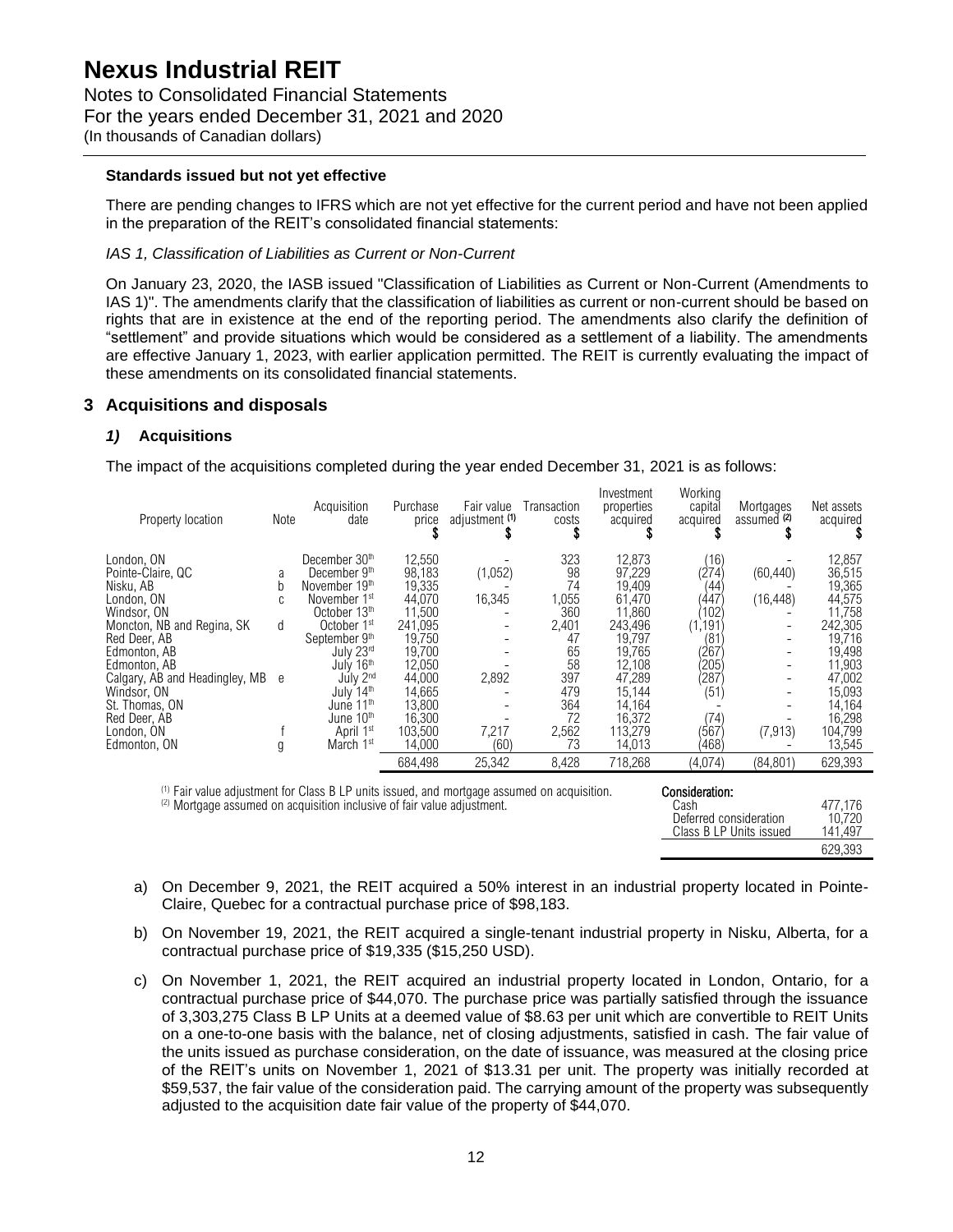### Standards issued but not yet effective

There are pending changes to IFRS which are not yet effective for the current period and have not been applied in the preparation of the REIT's consolidated financial statements:

*IAS 1, Classification of Liabilities as Current or Non-Current*

On January 23, 2020, the IASB issued "Classification of Liabilities as Current or Non-Current (Amendments to IAS 1)". The amendments clarify that the classification of liabilities as current or non-current should be based on rights that are in existence at the end of the reporting period. The amendments also clarify the definition of "settlement" and provide situations which would be considered as a settlement of a liability. The amendments are effective January 1, 2023, with earlier application permitted. The REIT is currently evaluating the impact of these amendments on its consolidated financial statements.

## 3 Acquisitions and disposals

### *1)* Acquisitions

The impact of the acquisitions completed during the year ended December 31, 2021 is as follows:

| Property location | Note | Acquisition date | Purchase price $ | Fair value adjustment (1) $ | Transaction costs $ | Investment properties acquired $ | Working capital acquired $ | Mortgages assumed (2) $ | Net assets acquired $ |
|---|---|---|---|---|---|---|---|---|---|
| London, ON | | December 30th | 12,550 | - | 323 | 12,873 | (16) | - | 12,857 |
| Pointe-Claire, QC | a | December 9th | 98,183 | (1,052) | 98 | 97,229 | (274) | (60,440) | 36,515 |
| Nisku, AB | b | November 19th | 19,335 | - | 74 | 19,409 | (44) | - | 19,365 |
| London, ON | c | November 1st | 44,070 | 16,345 | 1,055 | 61,470 | (447) | (16,448) | 44,575 |
| Windsor, ON | | October 13th | 11,500 | - | 360 | 11,860 | (102) | - | 11,758 |
| Moncton, NB and Regina, SK | d | October 1st | 241,095 | - | 2,401 | 243,496 | (1,191) | - | 242,305 |
| Red Deer, AB | | September 9th | 19,750 | - | 47 | 19,797 | (81) | - | 19,716 |
| Edmonton, AB | | July 23rd | 19,700 | - | 65 | 19,765 | (267) | - | 19,498 |
| Edmonton, AB | | July 16th | 12,050 | - | 58 | 12,108 | (205) | - | 11,903 |
| Calgary, AB and Headingley, MB | e | July 2nd | 44,000 | 2,892 | 397 | 47,289 | (287) | - | 47,002 |
| Windsor, ON | | July 14th | 14,665 | - | 479 | 15,144 | (51) | - | 15,093 |
| St. Thomas, ON | | June 11th | 13,800 | - | 364 | 14,164 | - | - | 14,164 |
| Red Deer, AB | | June 10th | 16,300 | - | 72 | 16,372 | (74) | - | 16,298 |
| London, ON | f | April 1st | 103,500 | 7,217 | 2,562 | 113,279 | (567) | (7,913) | 104,799 |
| Edmonton, ON | g | March 1st | 14,000 | (60) | 73 | 14,013 | (468) | - | 13,545 |
| | | | 684,498 | 25,342 | 8,428 | 718,268 | (4,074) | (84,801) | 629,393 |

(1) Fair value adjustment for Class B LP units issued, and mortgage assumed on acquisition.
(2) Mortgage assumed on acquisition inclusive of fair value adjustment.

| Consideration: | |
|---|---|
| Cash | 477,176 |
| Deferred consideration | 10,720 |
| Class B LP Units issued | 141,497 |
| | 629,393 |

a) On December 9, 2021, the REIT acquired a 50% interest in an industrial property located in Pointe-Claire, Quebec for a contractual purchase price of $98,183.

b) On November 19, 2021, the REIT acquired a single-tenant industrial property in Nisku, Alberta, for a contractual purchase price of $19,335 ($15,250 USD).

c) On November 1, 2021, the REIT acquired an industrial property located in London, Ontario, for a contractual purchase price of $44,070. The purchase price was partially satisfied through the issuance of 3,303,275 Class B LP Units at a deemed value of $8.63 per unit which are convertible to REIT Units on a one-to-one basis with the balance, net of closing adjustments, satisfied in cash. The fair value of the units issued as purchase consideration, on the date of issuance, was measured at the closing price of the REIT's units on November 1, 2021 of $13.31 per unit. The property was initially recorded at $59,537, the fair value of the consideration paid. The carrying amount of the property was subsequently adjusted to the acquisition date fair value of the property of $44,070.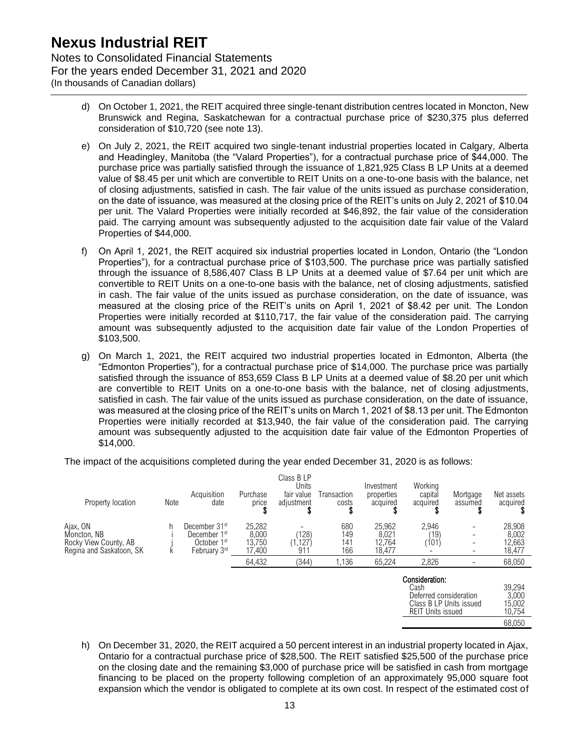d) On October 1, 2021, the REIT acquired three single-tenant distribution centres located in Moncton, New Brunswick and Regina, Saskatchewan for a contractual purchase price of \$230,375 plus deferred consideration of \$10,720 (see note 13).

e) On July 2, 2021, the REIT acquired two single-tenant industrial properties located in Calgary, Alberta and Headingley, Manitoba (the "Valard Properties"), for a contractual purchase price of \$44,000. The purchase price was partially satisfied through the issuance of 1,821,925 Class B LP Units at a deemed value of \$8.45 per unit which are convertible to REIT Units on a one-to-one basis with the balance, net of closing adjustments, satisfied in cash. The fair value of the units issued as purchase consideration, on the date of issuance, was measured at the closing price of the REIT's units on July 2, 2021 of \$10.04 per unit. The Valard Properties were initially recorded at \$46,892, the fair value of the consideration paid. The carrying amount was subsequently adjusted to the acquisition date fair value of the Valard Properties of \$44,000.

f) On April 1, 2021, the REIT acquired six industrial properties located in London, Ontario (the "London Properties"), for a contractual purchase price of \$103,500. The purchase price was partially satisfied through the issuance of 8,586,407 Class B LP Units at a deemed value of \$7.64 per unit which are convertible to REIT Units on a one-to-one basis with the balance, net of closing adjustments, satisfied in cash. The fair value of the units issued as purchase consideration, on the date of issuance, was measured at the closing price of the REIT's units on April 1, 2021 of \$8.42 per unit. The London Properties were initially recorded at \$110,717, the fair value of the consideration paid. The carrying amount was subsequently adjusted to the acquisition date fair value of the London Properties of \$103,500.

g) On March 1, 2021, the REIT acquired two industrial properties located in Edmonton, Alberta (the "Edmonton Properties"), for a contractual purchase price of \$14,000. The purchase price was partially satisfied through the issuance of 853,659 Class B LP Units at a deemed value of \$8.20 per unit which are convertible to REIT Units on a one-to-one basis with the balance, net of closing adjustments, satisfied in cash. The fair value of the units issued as purchase consideration, on the date of issuance, was measured at the closing price of the REIT's units on March 1, 2021 of \$8.13 per unit. The Edmonton Properties were initially recorded at \$13,940, the fair value of the consideration paid. The carrying amount was subsequently adjusted to the acquisition date fair value of the Edmonton Properties of \$14,000.

The impact of the acquisitions completed during the year ended December 31, 2020 is as follows:

| Property location | Note | Acquisition date | Purchase price \$ | Class B LP Units fair value adjustment \$ | Transaction costs \$ | Investment properties acquired \$ | Working capital acquired \$ | Mortgage assumed \$ | Net assets acquired \$ |
|---|---|---|---|---|---|---|---|---|---|
| Ajax, ON | h | December 31st | 25,282 | - | 680 | 25,962 | 2,946 | - | 28,908 |
| Moncton, NB | i | December 1st | 8,000 | (128) | 149 | 8,021 | (19) | - | 8,002 |
| Rocky View County, AB | j | October 1st | 13,750 | (1,127) | 141 | 12,764 | (101) | - | 12,663 |
| Regina and Saskatoon, SK | k | February 3rd | 17,400 | 911 | 166 | 18,477 | - | - | 18,477 |
| | | | 64,432 | (344) | 1,136 | 65,224 | 2,826 | - | 68,050 |

| Consideration: | |
|---|---|
| Cash | 39,294 |
| Deferred consideration | 3,000 |
| Class B LP Units issued | 15,002 |
| REIT Units issued | 10,754 |
| | 68,050 |

h) On December 31, 2020, the REIT acquired a 50 percent interest in an industrial property located in Ajax, Ontario for a contractual purchase price of \$28,500. The REIT satisfied \$25,500 of the purchase price on the closing date and the remaining \$3,000 of purchase price will be satisfied in cash from mortgage financing to be placed on the property following completion of an approximately 95,000 square foot expansion which the vendor is obligated to complete at its own cost. In respect of the estimated cost of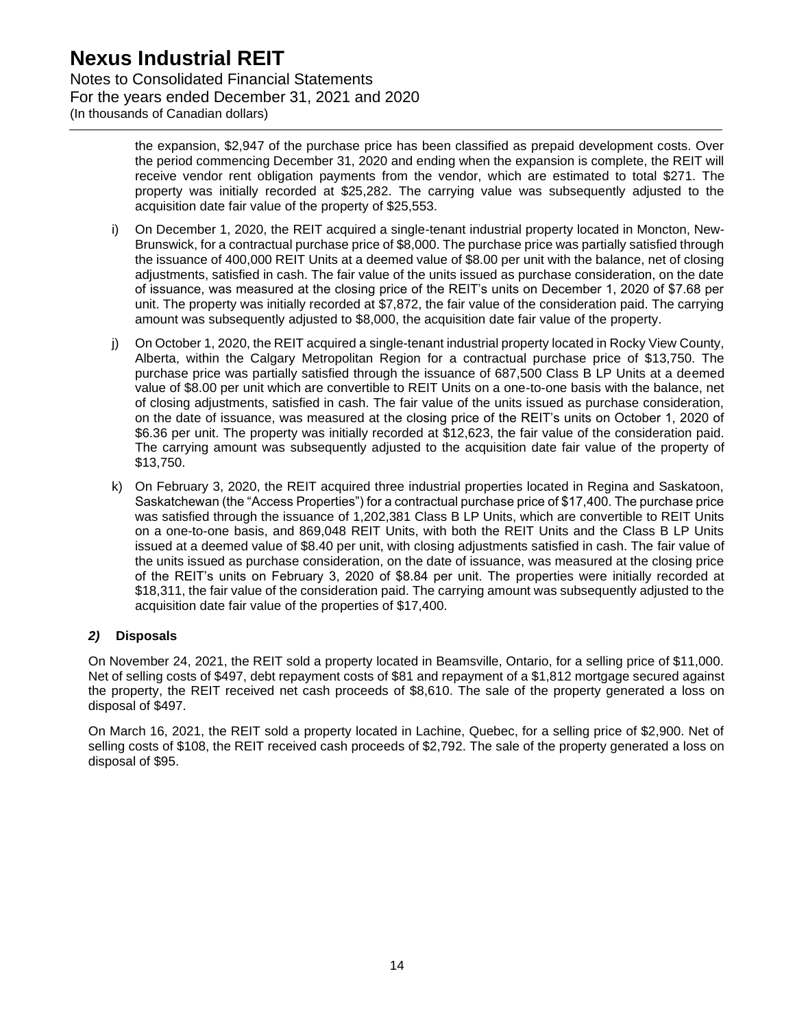the expansion, $2,947 of the purchase price has been classified as prepaid development costs. Over the period commencing December 31, 2020 and ending when the expansion is complete, the REIT will receive vendor rent obligation payments from the vendor, which are estimated to total $271. The property was initially recorded at $25,282. The carrying value was subsequently adjusted to the acquisition date fair value of the property of $25,553.

i) On December 1, 2020, the REIT acquired a single-tenant industrial property located in Moncton, New-Brunswick, for a contractual purchase price of $8,000. The purchase price was partially satisfied through the issuance of 400,000 REIT Units at a deemed value of $8.00 per unit with the balance, net of closing adjustments, satisfied in cash. The fair value of the units issued as purchase consideration, on the date of issuance, was measured at the closing price of the REIT's units on December 1, 2020 of $7.68 per unit. The property was initially recorded at $7,872, the fair value of the consideration paid. The carrying amount was subsequently adjusted to $8,000, the acquisition date fair value of the property.

j) On October 1, 2020, the REIT acquired a single-tenant industrial property located in Rocky View County, Alberta, within the Calgary Metropolitan Region for a contractual purchase price of $13,750. The purchase price was partially satisfied through the issuance of 687,500 Class B LP Units at a deemed value of $8.00 per unit which are convertible to REIT Units on a one-to-one basis with the balance, net of closing adjustments, satisfied in cash. The fair value of the units issued as purchase consideration, on the date of issuance, was measured at the closing price of the REIT's units on October 1, 2020 of $6.36 per unit. The property was initially recorded at $12,623, the fair value of the consideration paid. The carrying amount was subsequently adjusted to the acquisition date fair value of the property of $13,750.

k) On February 3, 2020, the REIT acquired three industrial properties located in Regina and Saskatoon, Saskatchewan (the "Access Properties") for a contractual purchase price of $17,400. The purchase price was satisfied through the issuance of 1,202,381 Class B LP Units, which are convertible to REIT Units on a one-to-one basis, and 869,048 REIT Units, with both the REIT Units and the Class B LP Units issued at a deemed value of $8.40 per unit, with closing adjustments satisfied in cash. The fair value of the units issued as purchase consideration, on the date of issuance, was measured at the closing price of the REIT's units on February 3, 2020 of $8.84 per unit. The properties were initially recorded at $18,311, the fair value of the consideration paid. The carrying amount was subsequently adjusted to the acquisition date fair value of the properties of $17,400.

### *2)* Disposals

On November 24, 2021, the REIT sold a property located in Beamsville, Ontario, for a selling price of $11,000. Net of selling costs of $497, debt repayment costs of $81 and repayment of a $1,812 mortgage secured against the property, the REIT received net cash proceeds of $8,610. The sale of the property generated a loss on disposal of $497.

On March 16, 2021, the REIT sold a property located in Lachine, Quebec, for a selling price of $2,900. Net of selling costs of $108, the REIT received cash proceeds of $2,792. The sale of the property generated a loss on disposal of $95.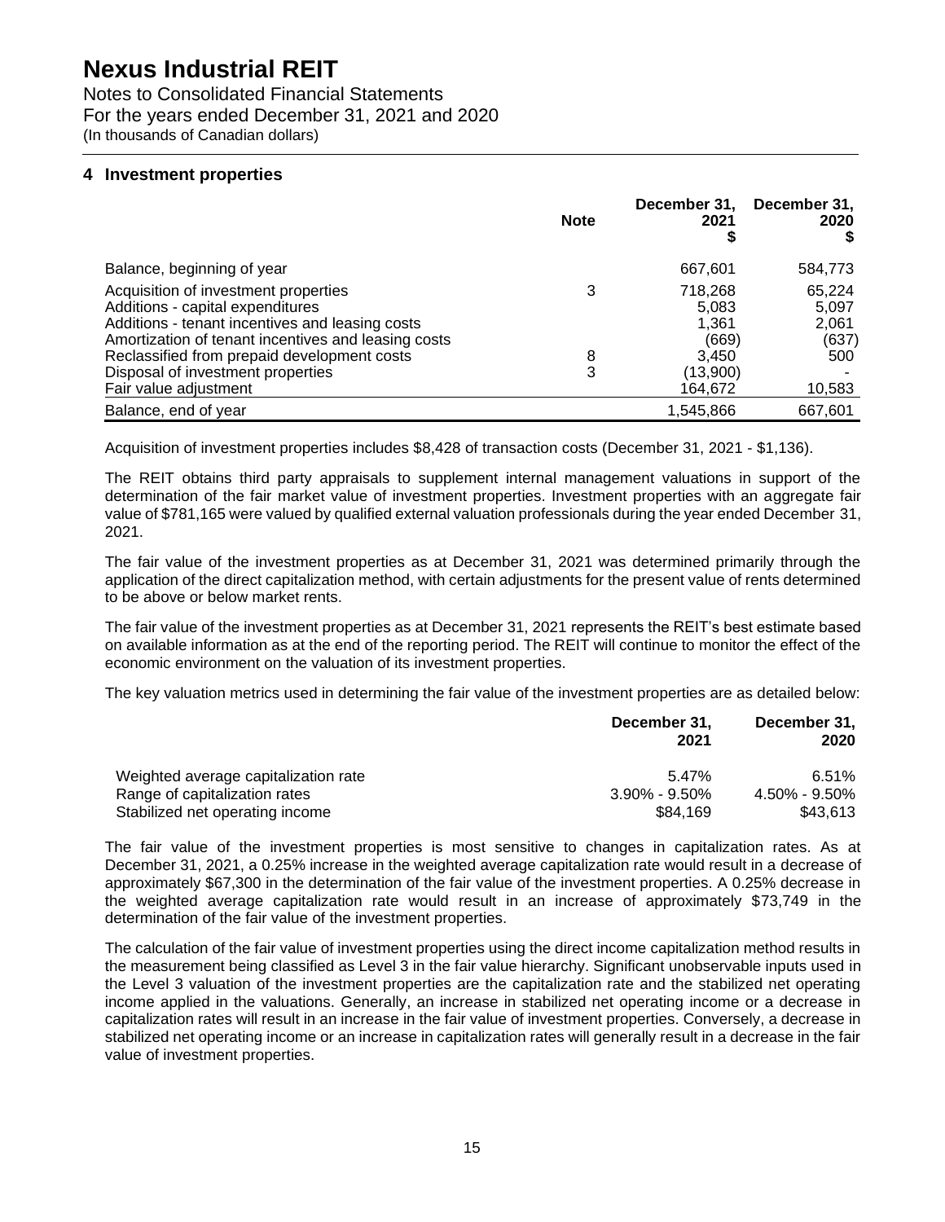# Nexus Industrial REIT

Notes to Consolidated Financial Statements
For the years ended December 31, 2021 and 2020
(In thousands of Canadian dollars)

## 4 Investment properties

| | Note | December 31, 2021 $ | December 31, 2020 $ |
|---|---|---|---|
| Balance, beginning of year | | 667,601 | 584,773 |
| Acquisition of investment properties | 3 | 718,268 | 65,224 |
| Additions - capital expenditures | | 5,083 | 5,097 |
| Additions - tenant incentives and leasing costs | | 1,361 | 2,061 |
| Amortization of tenant incentives and leasing costs | | (669) | (637) |
| Reclassified from prepaid development costs | 8 | 3,450 | 500 |
| Disposal of investment properties | 3 | (13,900) | - |
| Fair value adjustment | | 164,672 | 10,583 |
| Balance, end of year | | 1,545,866 | 667,601 |

Acquisition of investment properties includes $8,428 of transaction costs (December 31, 2021 - $1,136).

The REIT obtains third party appraisals to supplement internal management valuations in support of the determination of the fair market value of investment properties. Investment properties with an aggregate fair value of $781,165 were valued by qualified external valuation professionals during the year ended December 31, 2021.

The fair value of the investment properties as at December 31, 2021 was determined primarily through the application of the direct capitalization method, with certain adjustments for the present value of rents determined to be above or below market rents.

The fair value of the investment properties as at December 31, 2021 represents the REIT's best estimate based on available information as at the end of the reporting period. The REIT will continue to monitor the effect of the economic environment on the valuation of its investment properties.

The key valuation metrics used in determining the fair value of the investment properties are as detailed below:

| | December 31, 2021 | December 31, 2020 |
|---|---|---|
| Weighted average capitalization rate | 5.47% | 6.51% |
| Range of capitalization rates | 3.90% - 9.50% | 4.50% - 9.50% |
| Stabilized net operating income | $84,169 | $43,613 |

The fair value of the investment properties is most sensitive to changes in capitalization rates. As at December 31, 2021, a 0.25% increase in the weighted average capitalization rate would result in a decrease of approximately $67,300 in the determination of the fair value of the investment properties. A 0.25% decrease in the weighted average capitalization rate would result in an increase of approximately $73,749 in the determination of the fair value of the investment properties.

The calculation of the fair value of investment properties using the direct income capitalization method results in the measurement being classified as Level 3 in the fair value hierarchy. Significant unobservable inputs used in the Level 3 valuation of the investment properties are the capitalization rate and the stabilized net operating income applied in the valuations. Generally, an increase in stabilized net operating income or a decrease in capitalization rates will result in an increase in the fair value of investment properties. Conversely, a decrease in stabilized net operating income or an increase in capitalization rates will generally result in a decrease in the fair value of investment properties.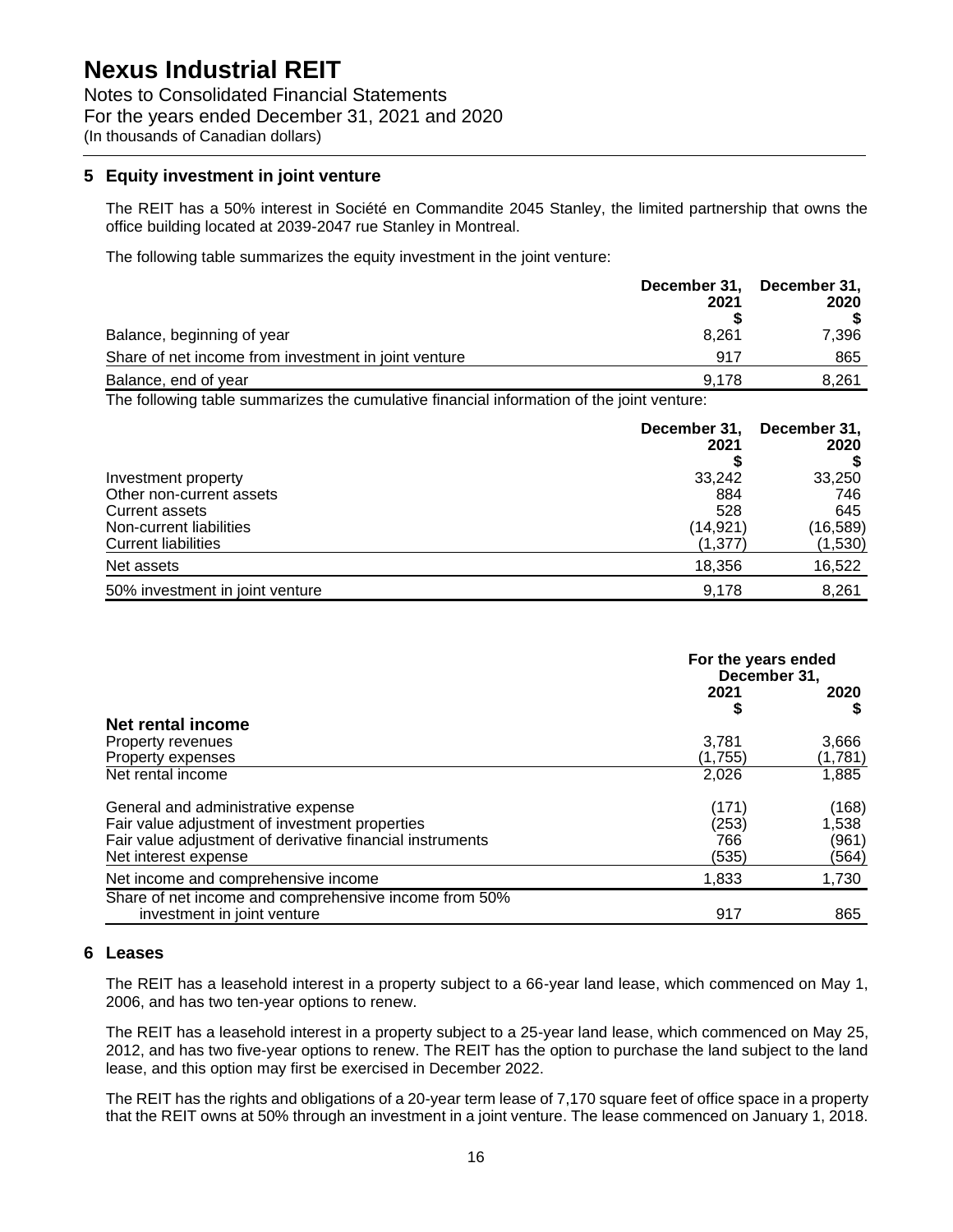# Nexus Industrial REIT

Notes to Consolidated Financial Statements
For the years ended December 31, 2021 and 2020
(In thousands of Canadian dollars)

## 5 Equity investment in joint venture

The REIT has a 50% interest in Société en Commandite 2045 Stanley, the limited partnership that owns the office building located at 2039-2047 rue Stanley in Montreal.

The following table summarizes the equity investment in the joint venture:

| | December 31, 2021 $ | December 31, 2020 $ |
|---|---|---|
| Balance, beginning of year | 8,261 | 7,396 |
| Share of net income from investment in joint venture | 917 | 865 |
| Balance, end of year | 9,178 | 8,261 |

The following table summarizes the cumulative financial information of the joint venture:

| | December 31, 2021 $ | December 31, 2020 $ |
|---|---|---|
| Investment property | 33,242 | 33,250 |
| Other non-current assets | 884 | 746 |
| Current assets | 528 | 645 |
| Non-current liabilities | (14,921) | (16,589) |
| Current liabilities | (1,377) | (1,530) |
| Net assets | 18,356 | 16,522 |
| 50% investment in joint venture | 9,178 | 8,261 |

| | For the years ended December 31, | |
|---|---|---|
| | 2021 $ | 2020 $ |
| **Net rental income** | | |
| Property revenues | 3,781 | 3,666 |
| Property expenses | (1,755) | (1,781) |
| Net rental income | 2,026 | 1,885 |
| General and administrative expense | (171) | (168) |
| Fair value adjustment of investment properties | (253) | 1,538 |
| Fair value adjustment of derivative financial instruments | 766 | (961) |
| Net interest expense | (535) | (564) |
| Net income and comprehensive income | 1,833 | 1,730 |
| Share of net income and comprehensive income from 50% investment in joint venture | 917 | 865 |

## 6 Leases

The REIT has a leasehold interest in a property subject to a 66-year land lease, which commenced on May 1, 2006, and has two ten-year options to renew.

The REIT has a leasehold interest in a property subject to a 25-year land lease, which commenced on May 25, 2012, and has two five-year options to renew. The REIT has the option to purchase the land subject to the land lease, and this option may first be exercised in December 2022.

The REIT has the rights and obligations of a 20-year term lease of 7,170 square feet of office space in a property that the REIT owns at 50% through an investment in a joint venture. The lease commenced on January 1, 2018.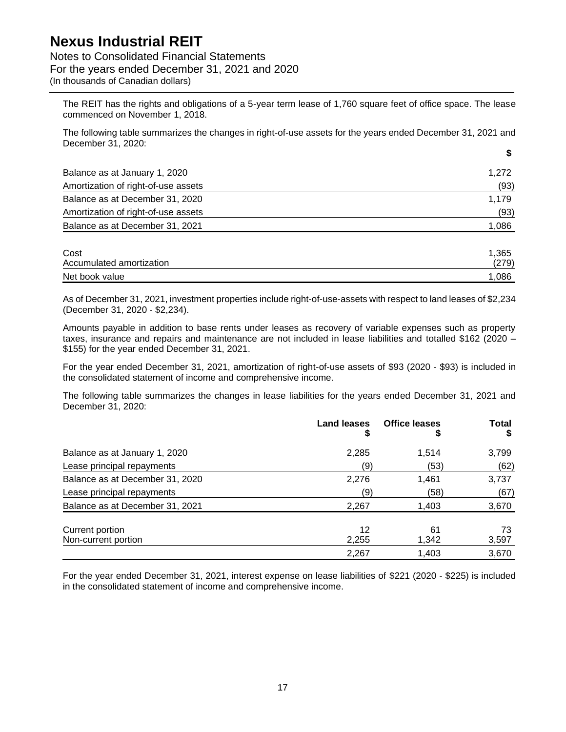The REIT has the rights and obligations of a 5-year term lease of 1,760 square feet of office space. The lease commenced on November 1, 2018.

The following table summarizes the changes in right-of-use assets for the years ended December 31, 2021 and December 31, 2020:

| | $ |
|---|---|
| Balance as at January 1, 2020 | 1,272 |
| Amortization of right-of-use assets | (93) |
| Balance as at December 31, 2020 | 1,179 |
| Amortization of right-of-use assets | (93) |
| Balance as at December 31, 2021 | 1,086 |
| | |
| Cost | 1,365 |
| Accumulated amortization | (279) |
| Net book value | 1,086 |

As of December 31, 2021, investment properties include right-of-use-assets with respect to land leases of $2,234 (December 31, 2020 - $2,234).

Amounts payable in addition to base rents under leases as recovery of variable expenses such as property taxes, insurance and repairs and maintenance are not included in lease liabilities and totalled $162 (2020 – $155) for the year ended December 31, 2021.

For the year ended December 31, 2021, amortization of right-of-use assets of $93 (2020 - $93) is included in the consolidated statement of income and comprehensive income.

The following table summarizes the changes in lease liabilities for the years ended December 31, 2021 and December 31, 2020:

| | Land leases<br>$ | Office leases<br>$ | Total<br>$ |
|---|---|---|---|
| Balance as at January 1, 2020 | 2,285 | 1,514 | 3,799 |
| Lease principal repayments | (9) | (53) | (62) |
| Balance as at December 31, 2020 | 2,276 | 1,461 | 3,737 |
| Lease principal repayments | (9) | (58) | (67) |
| Balance as at December 31, 2021 | 2,267 | 1,403 | 3,670 |
| | | | |
| Current portion | 12 | 61 | 73 |
| Non-current portion | 2,255 | 1,342 | 3,597 |
| | 2,267 | 1,403 | 3,670 |

For the year ended December 31, 2021, interest expense on lease liabilities of $221 (2020 - $225) is included in the consolidated statement of income and comprehensive income.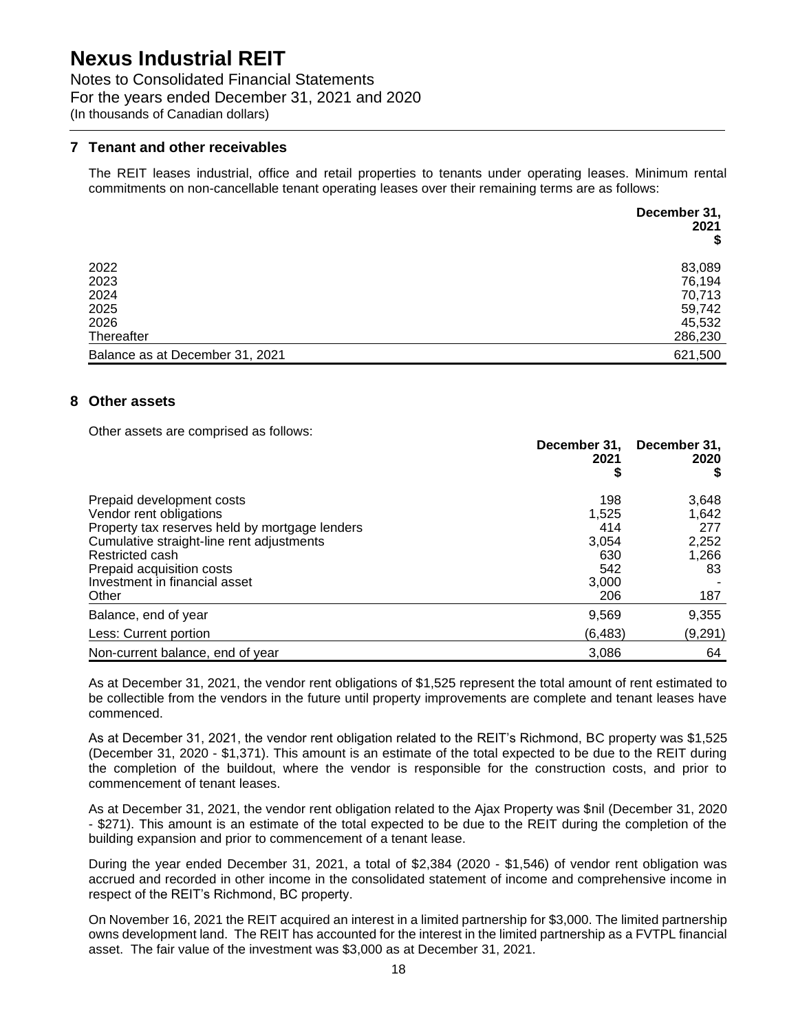## 7 Tenant and other receivables

The REIT leases industrial, office and retail properties to tenants under operating leases. Minimum rental commitments on non-cancellable tenant operating leases over their remaining terms are as follows:

| | December 31, 2021 $ |
|---|---|
| 2022 | 83,089 |
| 2023 | 76,194 |
| 2024 | 70,713 |
| 2025 | 59,742 |
| 2026 | 45,532 |
| Thereafter | 286,230 |
| Balance as at December 31, 2021 | 621,500 |

## 8 Other assets

Other assets are comprised as follows:

| | December 31, 2021 $ | December 31, 2020 $ |
|---|---|---|
| Prepaid development costs | 198 | 3,648 |
| Vendor rent obligations | 1,525 | 1,642 |
| Property tax reserves held by mortgage lenders | 414 | 277 |
| Cumulative straight-line rent adjustments | 3,054 | 2,252 |
| Restricted cash | 630 | 1,266 |
| Prepaid acquisition costs | 542 | 83 |
| Investment in financial asset | 3,000 | - |
| Other | 206 | 187 |
| Balance, end of year | 9,569 | 9,355 |
| Less: Current portion | (6,483) | (9,291) |
| Non-current balance, end of year | 3,086 | 64 |

As at December 31, 2021, the vendor rent obligations of $1,525 represent the total amount of rent estimated to be collectible from the vendors in the future until property improvements are complete and tenant leases have commenced.

As at December 31, 2021, the vendor rent obligation related to the REIT's Richmond, BC property was $1,525 (December 31, 2020 - $1,371). This amount is an estimate of the total expected to be due to the REIT during the completion of the buildout, where the vendor is responsible for the construction costs, and prior to commencement of tenant leases.

As at December 31, 2021, the vendor rent obligation related to the Ajax Property was $nil (December 31, 2020 - $271). This amount is an estimate of the total expected to be due to the REIT during the completion of the building expansion and prior to commencement of a tenant lease.

During the year ended December 31, 2021, a total of $2,384 (2020 - $1,546) of vendor rent obligation was accrued and recorded in other income in the consolidated statement of income and comprehensive income in respect of the REIT's Richmond, BC property.

On November 16, 2021 the REIT acquired an interest in a limited partnership for $3,000. The limited partnership owns development land. The REIT has accounted for the interest in the limited partnership as a FVTPL financial asset. The fair value of the investment was $3,000 as at December 31, 2021.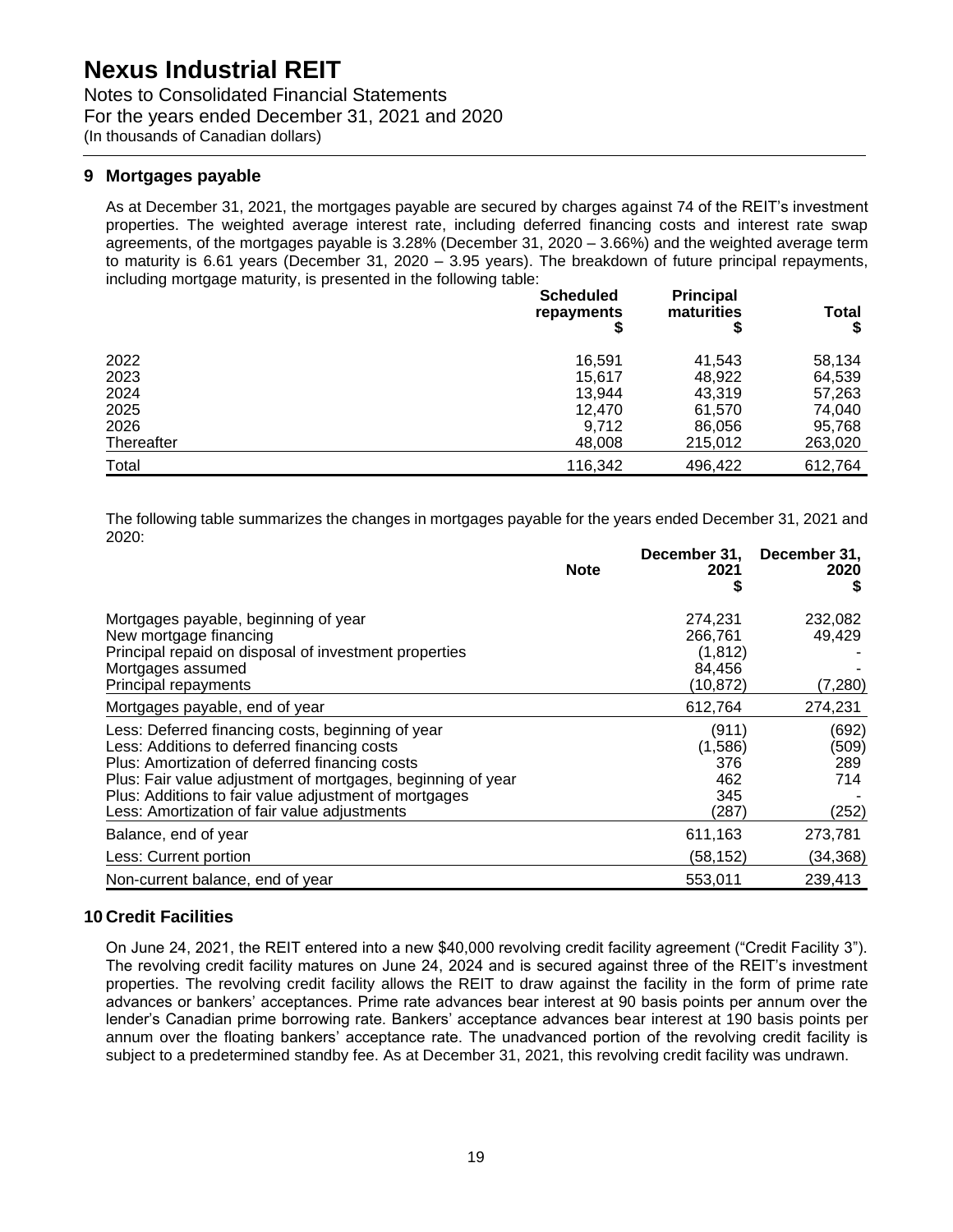# Nexus Industrial REIT

Notes to Consolidated Financial Statements
For the years ended December 31, 2021 and 2020
(In thousands of Canadian dollars)

## 9 Mortgages payable

As at December 31, 2021, the mortgages payable are secured by charges against 74 of the REIT's investment properties. The weighted average interest rate, including deferred financing costs and interest rate swap agreements, of the mortgages payable is 3.28% (December 31, 2020 – 3.66%) and the weighted average term to maturity is 6.61 years (December 31, 2020 – 3.95 years). The breakdown of future principal repayments, including mortgage maturity, is presented in the following table:

| | Scheduled repayments $ | Principal maturities $ | Total $ |
|---|---|---|---|
| 2022 | 16,591 | 41,543 | 58,134 |
| 2023 | 15,617 | 48,922 | 64,539 |
| 2024 | 13,944 | 43,319 | 57,263 |
| 2025 | 12,470 | 61,570 | 74,040 |
| 2026 | 9,712 | 86,056 | 95,768 |
| Thereafter | 48,008 | 215,012 | 263,020 |
| Total | 116,342 | 496,422 | 612,764 |

The following table summarizes the changes in mortgages payable for the years ended December 31, 2021 and 2020:

| | Note | December 31, 2021 $ | December 31, 2020 $ |
|---|---|---|---|
| Mortgages payable, beginning of year | | 274,231 | 232,082 |
| New mortgage financing | | 266,761 | 49,429 |
| Principal repaid on disposal of investment properties | | (1,812) | - |
| Mortgages assumed | | 84,456 | - |
| Principal repayments | | (10,872) | (7,280) |
| Mortgages payable, end of year | | 612,764 | 274,231 |
| Less: Deferred financing costs, beginning of year | | (911) | (692) |
| Less: Additions to deferred financing costs | | (1,586) | (509) |
| Plus: Amortization of deferred financing costs | | 376 | 289 |
| Plus: Fair value adjustment of mortgages, beginning of year | | 462 | 714 |
| Plus: Additions to fair value adjustment of mortgages | | 345 | - |
| Less: Amortization of fair value adjustments | | (287) | (252) |
| Balance, end of year | | 611,163 | 273,781 |
| Less: Current portion | | (58,152) | (34,368) |
| Non-current balance, end of year | | 553,011 | 239,413 |

## 10 Credit Facilities

On June 24, 2021, the REIT entered into a new $40,000 revolving credit facility agreement ("Credit Facility 3"). The revolving credit facility matures on June 24, 2024 and is secured against three of the REIT's investment properties. The revolving credit facility allows the REIT to draw against the facility in the form of prime rate advances or bankers' acceptances. Prime rate advances bear interest at 90 basis points per annum over the lender's Canadian prime borrowing rate. Bankers' acceptance advances bear interest at 190 basis points per annum over the floating bankers' acceptance rate. The unadvanced portion of the revolving credit facility is subject to a predetermined standby fee. As at December 31, 2021, this revolving credit facility was undrawn.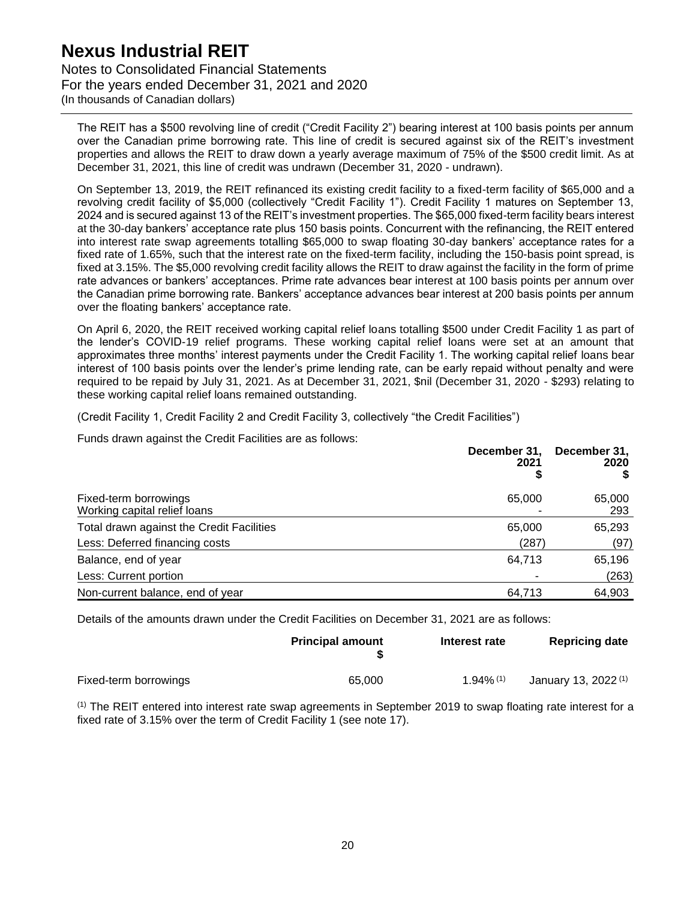The REIT has a $500 revolving line of credit ("Credit Facility 2") bearing interest at 100 basis points per annum over the Canadian prime borrowing rate. This line of credit is secured against six of the REIT's investment properties and allows the REIT to draw down a yearly average maximum of 75% of the $500 credit limit. As at December 31, 2021, this line of credit was undrawn (December 31, 2020 - undrawn).

On September 13, 2019, the REIT refinanced its existing credit facility to a fixed-term facility of $65,000 and a revolving credit facility of $5,000 (collectively "Credit Facility 1"). Credit Facility 1 matures on September 13, 2024 and is secured against 13 of the REIT's investment properties. The $65,000 fixed-term facility bears interest at the 30-day bankers' acceptance rate plus 150 basis points. Concurrent with the refinancing, the REIT entered into interest rate swap agreements totalling $65,000 to swap floating 30-day bankers' acceptance rates for a fixed rate of 1.65%, such that the interest rate on the fixed-term facility, including the 150-basis point spread, is fixed at 3.15%. The $5,000 revolving credit facility allows the REIT to draw against the facility in the form of prime rate advances or bankers' acceptances. Prime rate advances bear interest at 100 basis points per annum over the Canadian prime borrowing rate. Bankers' acceptance advances bear interest at 200 basis points per annum over the floating bankers' acceptance rate.

On April 6, 2020, the REIT received working capital relief loans totalling $500 under Credit Facility 1 as part of the lender's COVID-19 relief programs. These working capital relief loans were set at an amount that approximates three months' interest payments under the Credit Facility 1. The working capital relief loans bear interest of 100 basis points over the lender's prime lending rate, can be early repaid without penalty and were required to be repaid by July 31, 2021. As at December 31, 2021, $nil (December 31, 2020 - $293) relating to these working capital relief loans remained outstanding.

(Credit Facility 1, Credit Facility 2 and Credit Facility 3, collectively "the Credit Facilities")

Funds drawn against the Credit Facilities are as follows:

| | **December 31, 2021 $** | **December 31, 2020 $** |
|---|---|---|
| Fixed-term borrowings | 65,000 | 65,000 |
| Working capital relief loans | - | 293 |
| Total drawn against the Credit Facilities | 65,000 | 65,293 |
| Less: Deferred financing costs | (287) | (97) |
| Balance, end of year | 64,713 | 65,196 |
| Less: Current portion | - | (263) |
| Non-current balance, end of year | 64,713 | 64,903 |

Details of the amounts drawn under the Credit Facilities on December 31, 2021 are as follows:

| | **Principal amount $** | **Interest rate** | **Repricing date** |
|---|---|---|---|
| Fixed-term borrowings | 65,000 | 1.94% (1) | January 13, 2022 (1) |

(1) The REIT entered into interest rate swap agreements in September 2019 to swap floating rate interest for a fixed rate of 3.15% over the term of Credit Facility 1 (see note 17).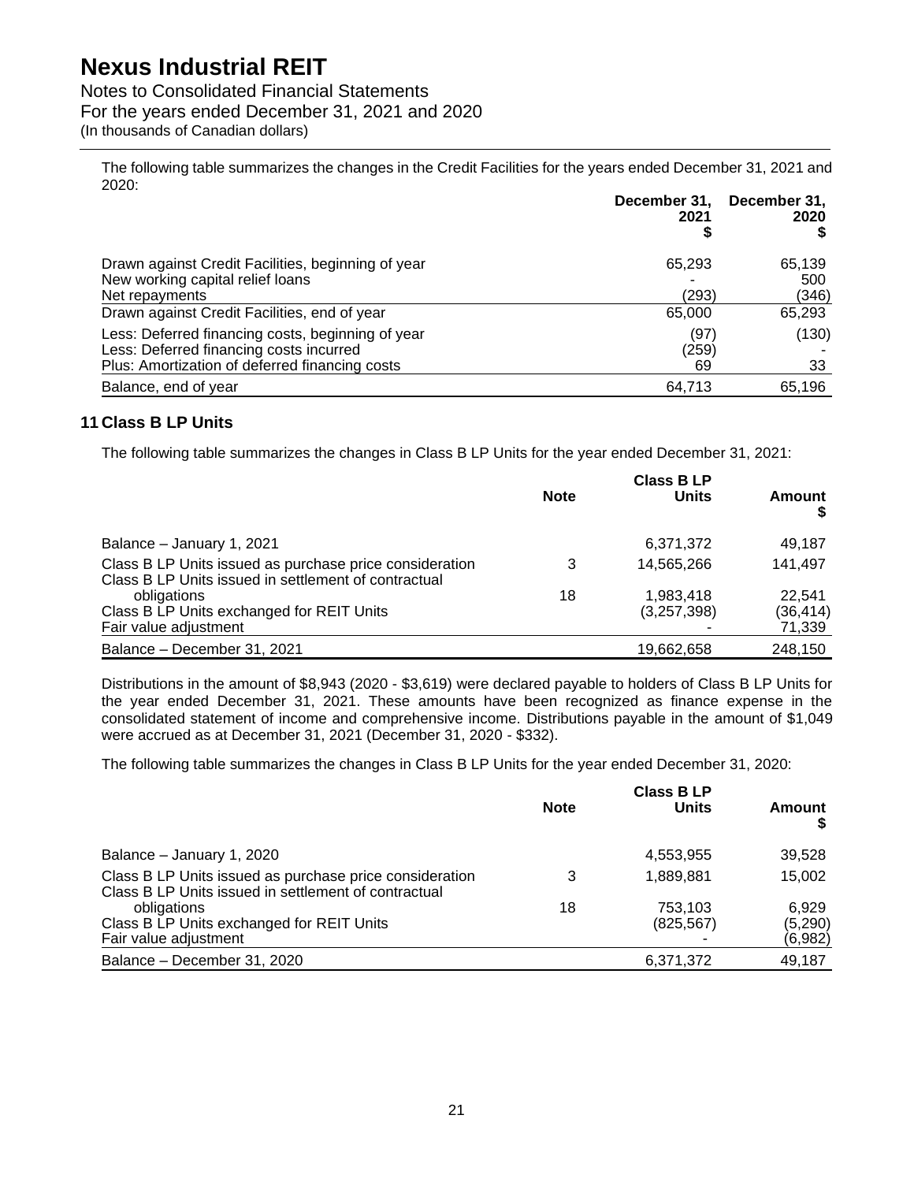The following table summarizes the changes in the Credit Facilities for the years ended December 31, 2021 and 2020:

| | December 31, 2021 $ | December 31, 2020 $ |
|---|---|---|
| Drawn against Credit Facilities, beginning of year | 65,293 | 65,139 |
| New working capital relief loans | - | 500 |
| Net repayments | (293) | (346) |
| Drawn against Credit Facilities, end of year | 65,000 | 65,293 |
| Less: Deferred financing costs, beginning of year | (97) | (130) |
| Less: Deferred financing costs incurred | (259) | - |
| Plus: Amortization of deferred financing costs | 69 | 33 |
| Balance, end of year | 64,713 | 65,196 |

## 11 Class B LP Units

The following table summarizes the changes in Class B LP Units for the year ended December 31, 2021:

| | Note | Class B LP Units | Amount $ |
|---|---|---|---|
| Balance – January 1, 2021 | | 6,371,372 | 49,187 |
| Class B LP Units issued as purchase price consideration | 3 | 14,565,266 | 141,497 |
| Class B LP Units issued in settlement of contractual obligations | 18 | 1,983,418 | 22,541 |
| Class B LP Units exchanged for REIT Units | | (3,257,398) | (36,414) |
| Fair value adjustment | | - | 71,339 |
| Balance – December 31, 2021 | | 19,662,658 | 248,150 |

Distributions in the amount of $8,943 (2020 - $3,619) were declared payable to holders of Class B LP Units for the year ended December 31, 2021. These amounts have been recognized as finance expense in the consolidated statement of income and comprehensive income. Distributions payable in the amount of $1,049 were accrued as at December 31, 2021 (December 31, 2020 - $332).

The following table summarizes the changes in Class B LP Units for the year ended December 31, 2020:

| | Note | Class B LP Units | Amount $ |
|---|---|---|---|
| Balance – January 1, 2020 | | 4,553,955 | 39,528 |
| Class B LP Units issued as purchase price consideration | 3 | 1,889,881 | 15,002 |
| Class B LP Units issued in settlement of contractual obligations | 18 | 753,103 | 6,929 |
| Class B LP Units exchanged for REIT Units | | (825,567) | (5,290) |
| Fair value adjustment | | - | (6,982) |
| Balance – December 31, 2020 | | 6,371,372 | 49,187 |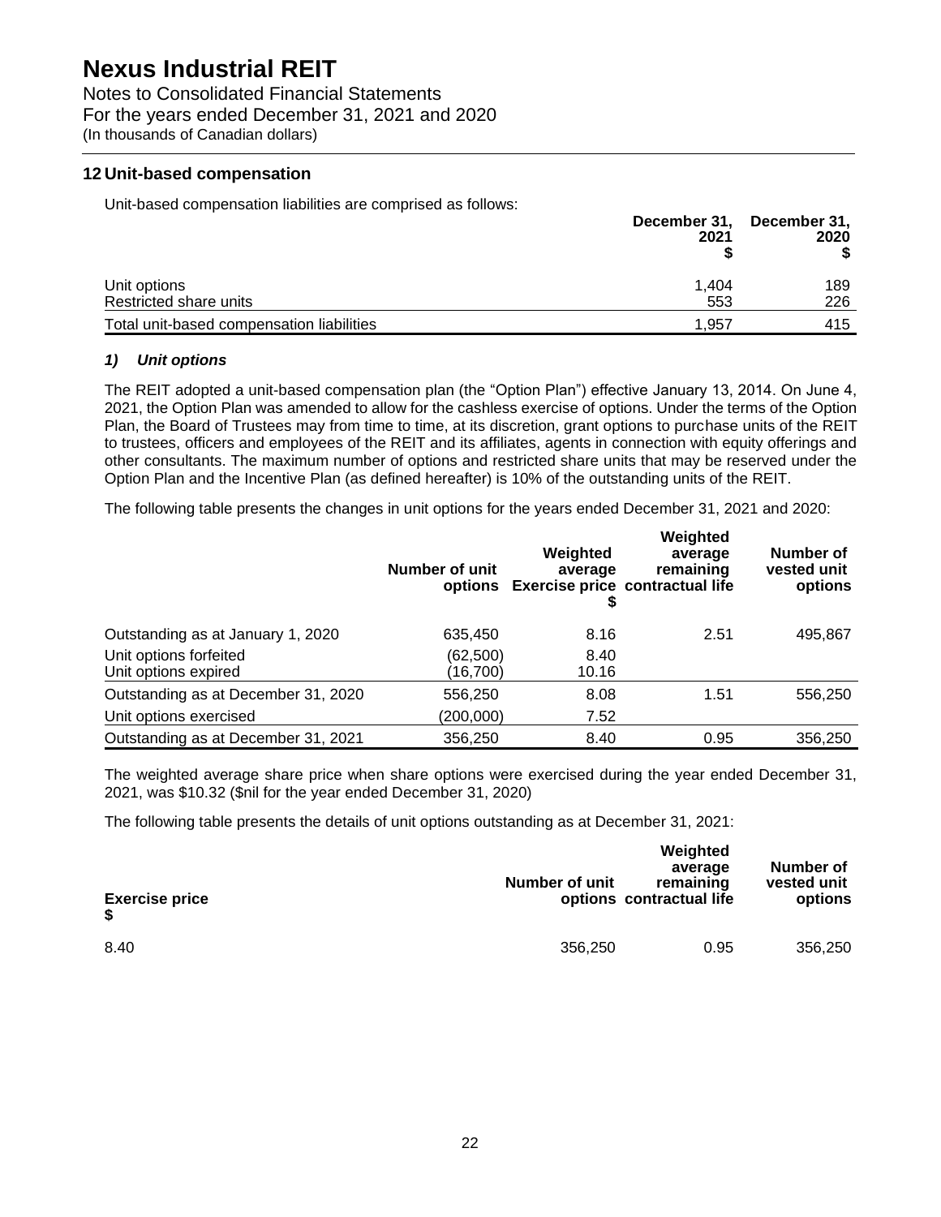## 12 Unit-based compensation

Unit-based compensation liabilities are comprised as follows:

| | December 31, 2021 $ | December 31, 2020 $ |
|---|---|---|
| Unit options | 1,404 | 189 |
| Restricted share units | 553 | 226 |
| Total unit-based compensation liabilities | 1,957 | 415 |

### *1) Unit options*

The REIT adopted a unit-based compensation plan (the "Option Plan") effective January 13, 2014. On June 4, 2021, the Option Plan was amended to allow for the cashless exercise of options. Under the terms of the Option Plan, the Board of Trustees may from time to time, at its discretion, grant options to purchase units of the REIT to trustees, officers and employees of the REIT and its affiliates, agents in connection with equity offerings and other consultants. The maximum number of options and restricted share units that may be reserved under the Option Plan and the Incentive Plan (as defined hereafter) is 10% of the outstanding units of the REIT.

The following table presents the changes in unit options for the years ended December 31, 2021 and 2020:

| | Number of unit options | Weighted average Exercise price $ | Weighted average remaining contractual life | Number of vested unit options |
|---|---|---|---|---|
| Outstanding as at January 1, 2020 | 635,450 | 8.16 | 2.51 | 495,867 |
| Unit options forfeited | (62,500) | 8.40 | | |
| Unit options expired | (16,700) | 10.16 | | |
| Outstanding as at December 31, 2020 | 556,250 | 8.08 | 1.51 | 556,250 |
| Unit options exercised | (200,000) | 7.52 | | |
| Outstanding as at December 31, 2021 | 356,250 | 8.40 | 0.95 | 356,250 |

The weighted average share price when share options were exercised during the year ended December 31, 2021, was $10.32 ($nil for the year ended December 31, 2020)

The following table presents the details of unit options outstanding as at December 31, 2021:

| Exercise price $ | Number of unit options | Weighted average remaining contractual life | Number of vested unit options |
|---|---|---|---|
| 8.40 | 356,250 | 0.95 | 356,250 |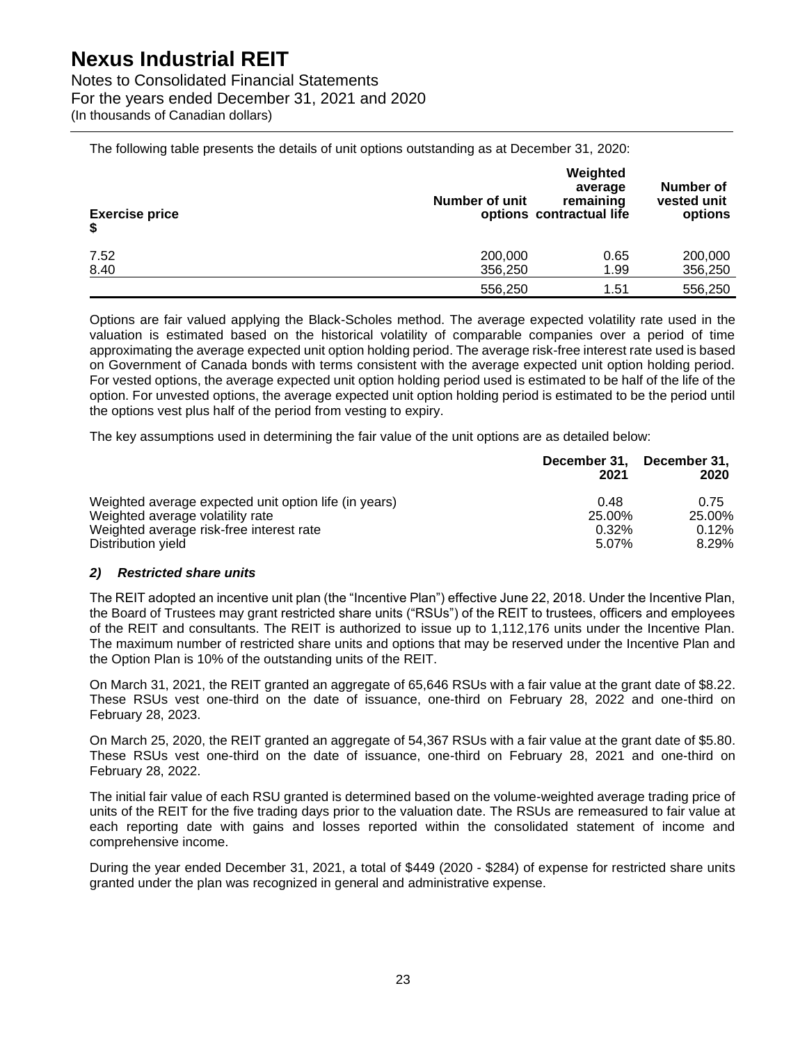The following table presents the details of unit options outstanding as at December 31, 2020:

| Exercise price<br>$ | Number of unit options | Weighted average remaining contractual life | Number of vested unit options |
|---|---|---|---|
| 7.52 | 200,000 | 0.65 | 200,000 |
| 8.40 | 356,250 | 1.99 | 356,250 |
| | 556,250 | 1.51 | 556,250 |

Options are fair valued applying the Black-Scholes method. The average expected volatility rate used in the valuation is estimated based on the historical volatility of comparable companies over a period of time approximating the average expected unit option holding period. The average risk-free interest rate used is based on Government of Canada bonds with terms consistent with the average expected unit option holding period. For vested options, the average expected unit option holding period used is estimated to be half of the life of the option. For unvested options, the average expected unit option holding period is estimated to be the period until the options vest plus half of the period from vesting to expiry.

The key assumptions used in determining the fair value of the unit options are as detailed below:

| | December 31, 2021 | December 31, 2020 |
|---|---|---|
| Weighted average expected unit option life (in years) | 0.48 | 0.75 |
| Weighted average volatility rate | 25.00% | 25.00% |
| Weighted average risk-free interest rate | 0.32% | 0.12% |
| Distribution yield | 5.07% | 8.29% |

### *2) Restricted share units*

The REIT adopted an incentive unit plan (the "Incentive Plan") effective June 22, 2018. Under the Incentive Plan, the Board of Trustees may grant restricted share units ("RSUs") of the REIT to trustees, officers and employees of the REIT and consultants. The REIT is authorized to issue up to 1,112,176 units under the Incentive Plan. The maximum number of restricted share units and options that may be reserved under the Incentive Plan and the Option Plan is 10% of the outstanding units of the REIT.

On March 31, 2021, the REIT granted an aggregate of 65,646 RSUs with a fair value at the grant date of $8.22. These RSUs vest one-third on the date of issuance, one-third on February 28, 2022 and one-third on February 28, 2023.

On March 25, 2020, the REIT granted an aggregate of 54,367 RSUs with a fair value at the grant date of $5.80. These RSUs vest one-third on the date of issuance, one-third on February 28, 2021 and one-third on February 28, 2022.

The initial fair value of each RSU granted is determined based on the volume-weighted average trading price of units of the REIT for the five trading days prior to the valuation date. The RSUs are remeasured to fair value at each reporting date with gains and losses reported within the consolidated statement of income and comprehensive income.

During the year ended December 31, 2021, a total of $449 (2020 - $284) of expense for restricted share units granted under the plan was recognized in general and administrative expense.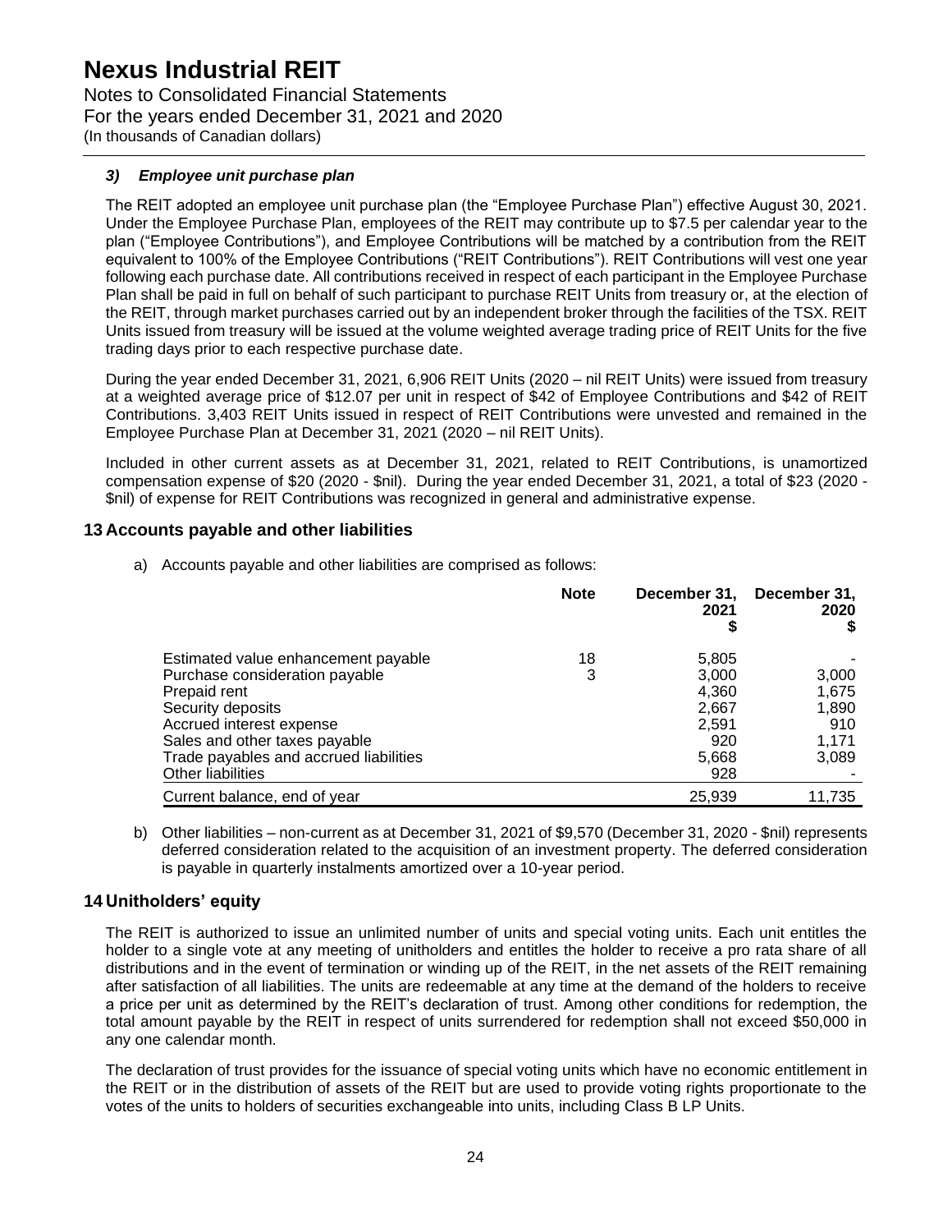### 3) *Employee unit purchase plan*

The REIT adopted an employee unit purchase plan (the "Employee Purchase Plan") effective August 30, 2021. Under the Employee Purchase Plan, employees of the REIT may contribute up to $7.5 per calendar year to the plan ("Employee Contributions"), and Employee Contributions will be matched by a contribution from the REIT equivalent to 100% of the Employee Contributions ("REIT Contributions"). REIT Contributions will vest one year following each purchase date. All contributions received in respect of each participant in the Employee Purchase Plan shall be paid in full on behalf of such participant to purchase REIT Units from treasury or, at the election of the REIT, through market purchases carried out by an independent broker through the facilities of the TSX. REIT Units issued from treasury will be issued at the volume weighted average trading price of REIT Units for the five trading days prior to each respective purchase date.

During the year ended December 31, 2021, 6,906 REIT Units (2020 – nil REIT Units) were issued from treasury at a weighted average price of $12.07 per unit in respect of $42 of Employee Contributions and $42 of REIT Contributions. 3,403 REIT Units issued in respect of REIT Contributions were unvested and remained in the Employee Purchase Plan at December 31, 2021 (2020 – nil REIT Units).

Included in other current assets as at December 31, 2021, related to REIT Contributions, is unamortized compensation expense of $20 (2020 - $nil). During the year ended December 31, 2021, a total of $23 (2020 - $nil) of expense for REIT Contributions was recognized in general and administrative expense.

## 13 Accounts payable and other liabilities

a) Accounts payable and other liabilities are comprised as follows:

| | Note | December 31, 2021 $ | December 31, 2020 $ |
|---|---|---|---|
| Estimated value enhancement payable | 18 | 5,805 | - |
| Purchase consideration payable | 3 | 3,000 | 3,000 |
| Prepaid rent | | 4,360 | 1,675 |
| Security deposits | | 2,667 | 1,890 |
| Accrued interest expense | | 2,591 | 910 |
| Sales and other taxes payable | | 920 | 1,171 |
| Trade payables and accrued liabilities | | 5,668 | 3,089 |
| Other liabilities | | 928 | - |
| Current balance, end of year | | 25,939 | 11,735 |

b) Other liabilities – non-current as at December 31, 2021 of $9,570 (December 31, 2020 - $nil) represents deferred consideration related to the acquisition of an investment property. The deferred consideration is payable in quarterly instalments amortized over a 10-year period.

## 14 Unitholders' equity

The REIT is authorized to issue an unlimited number of units and special voting units. Each unit entitles the holder to a single vote at any meeting of unitholders and entitles the holder to receive a pro rata share of all distributions and in the event of termination or winding up of the REIT, in the net assets of the REIT remaining after satisfaction of all liabilities. The units are redeemable at any time at the demand of the holders to receive a price per unit as determined by the REIT's declaration of trust. Among other conditions for redemption, the total amount payable by the REIT in respect of units surrendered for redemption shall not exceed $50,000 in any one calendar month.

The declaration of trust provides for the issuance of special voting units which have no economic entitlement in the REIT or in the distribution of assets of the REIT but are used to provide voting rights proportionate to the votes of the units to holders of securities exchangeable into units, including Class B LP Units.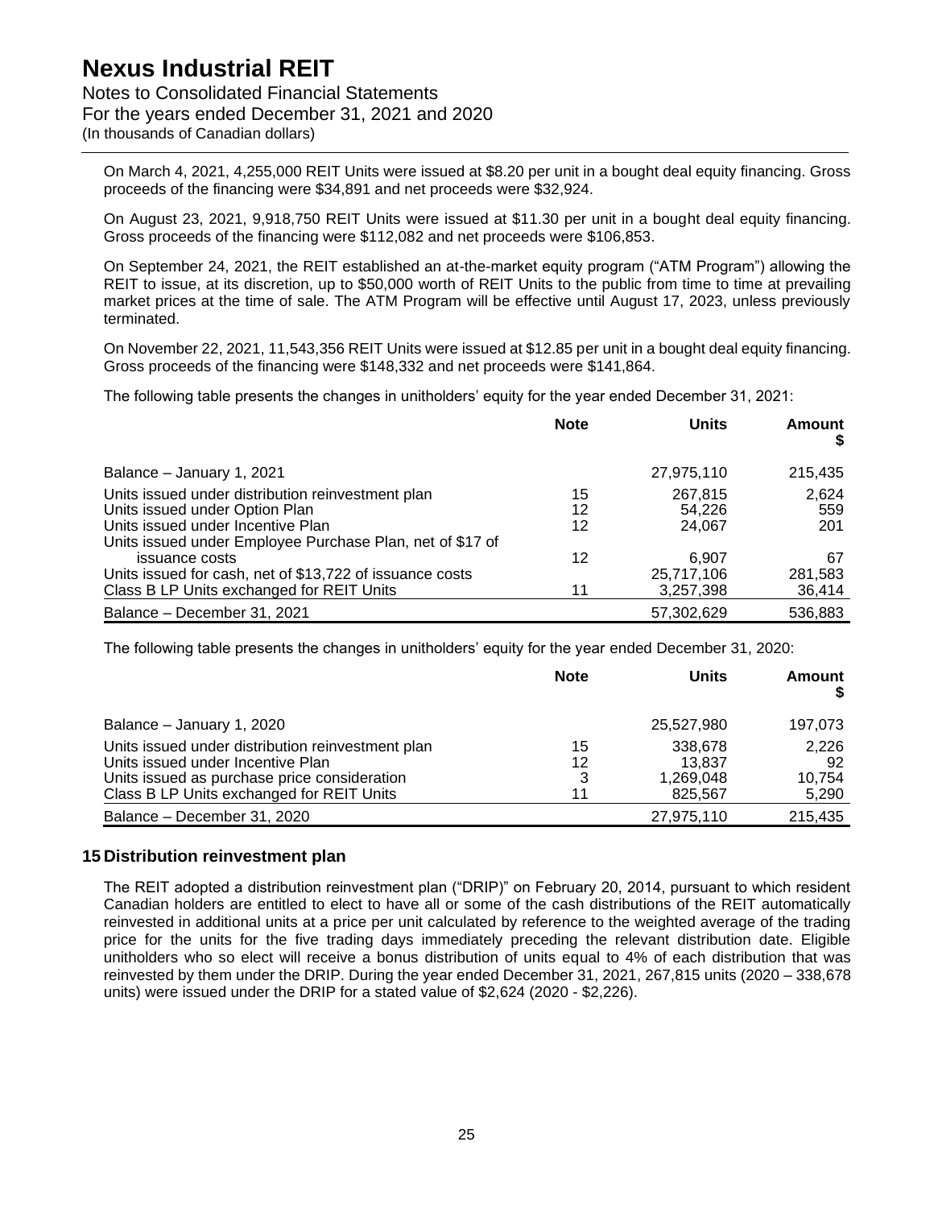On March 4, 2021, 4,255,000 REIT Units were issued at $8.20 per unit in a bought deal equity financing. Gross proceeds of the financing were $34,891 and net proceeds were $32,924.

On August 23, 2021, 9,918,750 REIT Units were issued at $11.30 per unit in a bought deal equity financing. Gross proceeds of the financing were $112,082 and net proceeds were $106,853.

On September 24, 2021, the REIT established an at-the-market equity program ("ATM Program") allowing the REIT to issue, at its discretion, up to $50,000 worth of REIT Units to the public from time to time at prevailing market prices at the time of sale. The ATM Program will be effective until August 17, 2023, unless previously terminated.

On November 22, 2021, 11,543,356 REIT Units were issued at $12.85 per unit in a bought deal equity financing. Gross proceeds of the financing were $148,332 and net proceeds were $141,864.

The following table presents the changes in unitholders' equity for the year ended December 31, 2021:

| | Note | Units | Amount $ |
|---|---|---|---|
| Balance – January 1, 2021 | | 27,975,110 | 215,435 |
| Units issued under distribution reinvestment plan | 15 | 267,815 | 2,624 |
| Units issued under Option Plan | 12 | 54,226 | 559 |
| Units issued under Incentive Plan | 12 | 24,067 | 201 |
| Units issued under Employee Purchase Plan, net of $17 of issuance costs | 12 | 6,907 | 67 |
| Units issued for cash, net of $13,722 of issuance costs | | 25,717,106 | 281,583 |
| Class B LP Units exchanged for REIT Units | 11 | 3,257,398 | 36,414 |
| Balance – December 31, 2021 | | 57,302,629 | 536,883 |

The following table presents the changes in unitholders' equity for the year ended December 31, 2020:

| | Note | Units | Amount $ |
|---|---|---|---|
| Balance – January 1, 2020 | | 25,527,980 | 197,073 |
| Units issued under distribution reinvestment plan | 15 | 338,678 | 2,226 |
| Units issued under Incentive Plan | 12 | 13,837 | 92 |
| Units issued as purchase price consideration | 3 | 1,269,048 | 10,754 |
| Class B LP Units exchanged for REIT Units | 11 | 825,567 | 5,290 |
| Balance – December 31, 2020 | | 27,975,110 | 215,435 |

## 15 Distribution reinvestment plan

The REIT adopted a distribution reinvestment plan ("DRIP)" on February 20, 2014, pursuant to which resident Canadian holders are entitled to elect to have all or some of the cash distributions of the REIT automatically reinvested in additional units at a price per unit calculated by reference to the weighted average of the trading price for the units for the five trading days immediately preceding the relevant distribution date. Eligible unitholders who so elect will receive a bonus distribution of units equal to 4% of each distribution that was reinvested by them under the DRIP. During the year ended December 31, 2021, 267,815 units (2020 – 338,678 units) were issued under the DRIP for a stated value of $2,624 (2020 - $2,226).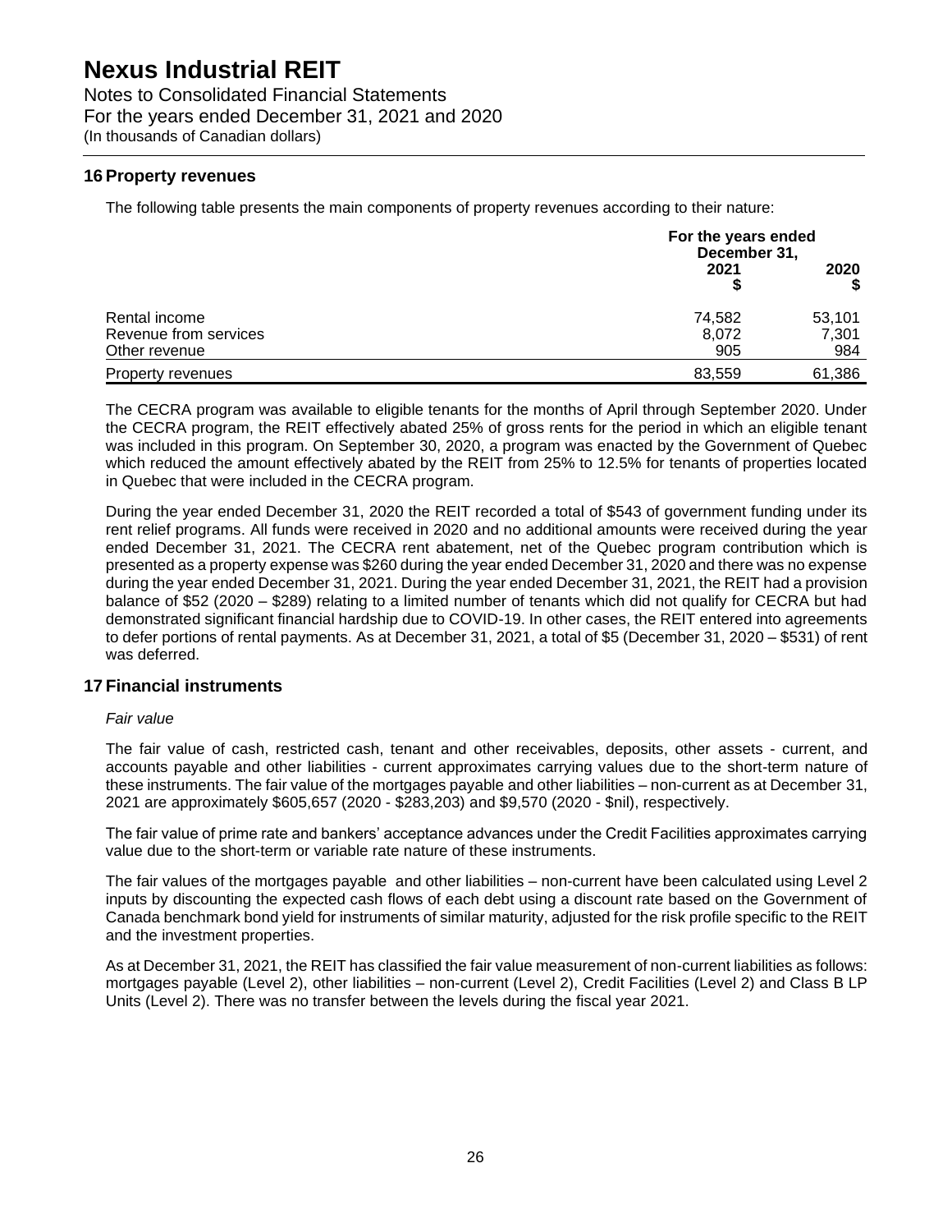## 16 Property revenues

The following table presents the main components of property revenues according to their nature:

| | For the years ended December 31, 2021 $ | 2020 $ |
|---|---|---|
| Rental income | 74,582 | 53,101 |
| Revenue from services | 8,072 | 7,301 |
| Other revenue | 905 | 984 |
| Property revenues | 83,559 | 61,386 |

The CECRA program was available to eligible tenants for the months of April through September 2020. Under the CECRA program, the REIT effectively abated 25% of gross rents for the period in which an eligible tenant was included in this program. On September 30, 2020, a program was enacted by the Government of Quebec which reduced the amount effectively abated by the REIT from 25% to 12.5% for tenants of properties located in Quebec that were included in the CECRA program.

During the year ended December 31, 2020 the REIT recorded a total of $543 of government funding under its rent relief programs. All funds were received in 2020 and no additional amounts were received during the year ended December 31, 2021. The CECRA rent abatement, net of the Quebec program contribution which is presented as a property expense was $260 during the year ended December 31, 2020 and there was no expense during the year ended December 31, 2021. During the year ended December 31, 2021, the REIT had a provision balance of $52 (2020 – $289) relating to a limited number of tenants which did not qualify for CECRA but had demonstrated significant financial hardship due to COVID-19. In other cases, the REIT entered into agreements to defer portions of rental payments. As at December 31, 2021, a total of $5 (December 31, 2020 – $531) of rent was deferred.

## 17 Financial instruments

*Fair value*

The fair value of cash, restricted cash, tenant and other receivables, deposits, other assets - current, and accounts payable and other liabilities - current approximates carrying values due to the short-term nature of these instruments. The fair value of the mortgages payable and other liabilities – non-current as at December 31, 2021 are approximately $605,657 (2020 - $283,203) and $9,570 (2020 - $nil), respectively.

The fair value of prime rate and bankers' acceptance advances under the Credit Facilities approximates carrying value due to the short-term or variable rate nature of these instruments.

The fair values of the mortgages payable and other liabilities – non-current have been calculated using Level 2 inputs by discounting the expected cash flows of each debt using a discount rate based on the Government of Canada benchmark bond yield for instruments of similar maturity, adjusted for the risk profile specific to the REIT and the investment properties.

As at December 31, 2021, the REIT has classified the fair value measurement of non-current liabilities as follows: mortgages payable (Level 2), other liabilities – non-current (Level 2), Credit Facilities (Level 2) and Class B LP Units (Level 2). There was no transfer between the levels during the fiscal year 2021.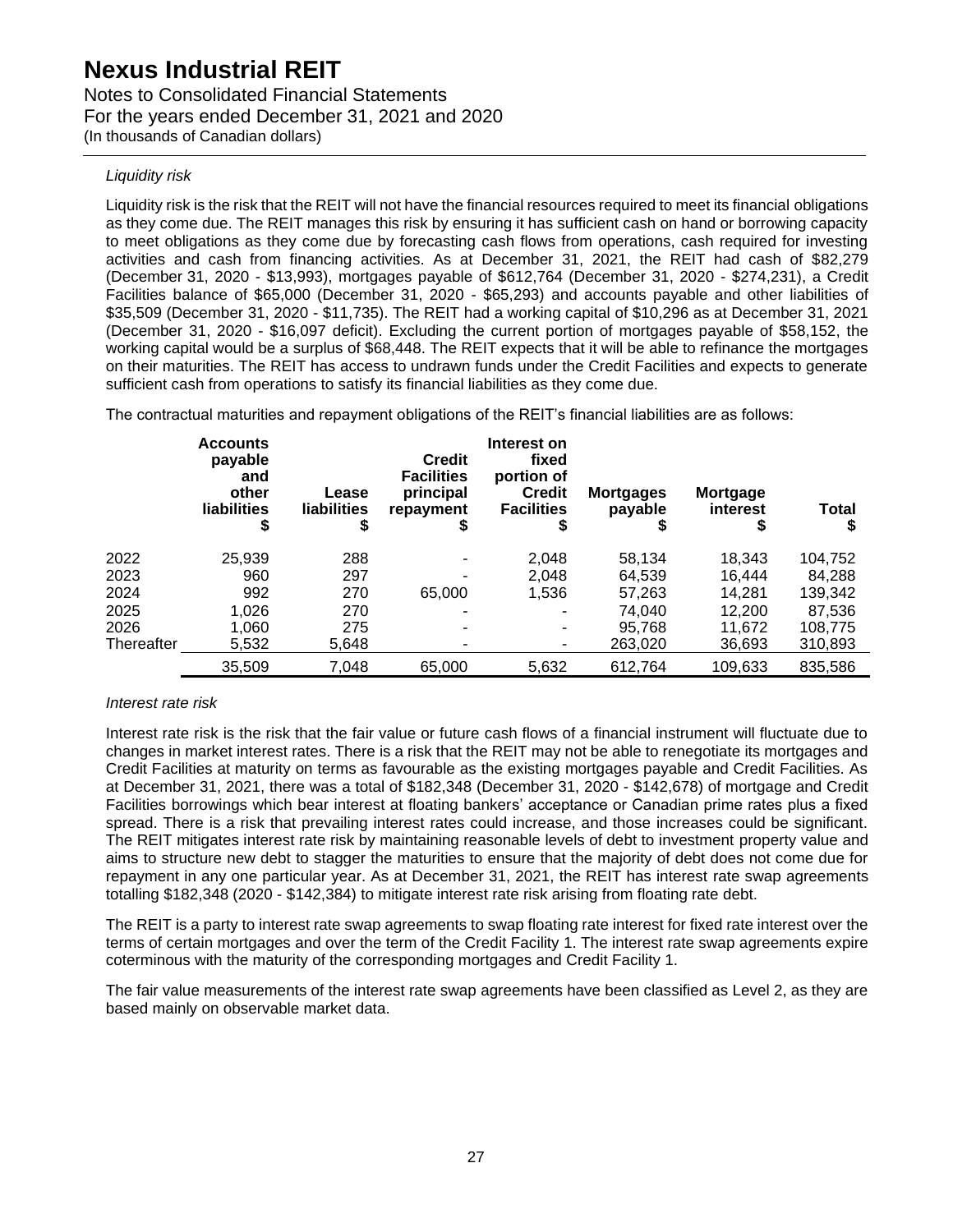*Liquidity risk*

Liquidity risk is the risk that the REIT will not have the financial resources required to meet its financial obligations as they come due. The REIT manages this risk by ensuring it has sufficient cash on hand or borrowing capacity to meet obligations as they come due by forecasting cash flows from operations, cash required for investing activities and cash from financing activities. As at December 31, 2021, the REIT had cash of $82,279 (December 31, 2020 - $13,993), mortgages payable of $612,764 (December 31, 2020 - $274,231), a Credit Facilities balance of $65,000 (December 31, 2020 - $65,293) and accounts payable and other liabilities of $35,509 (December 31, 2020 - $11,735). The REIT had a working capital of $10,296 as at December 31, 2021 (December 31, 2020 - $16,097 deficit). Excluding the current portion of mortgages payable of $58,152, the working capital would be a surplus of $68,448. The REIT expects that it will be able to refinance the mortgages on their maturities. The REIT has access to undrawn funds under the Credit Facilities and expects to generate sufficient cash from operations to satisfy its financial liabilities as they come due.

The contractual maturities and repayment obligations of the REIT's financial liabilities are as follows:

| | Accounts payable and other liabilities $ | Lease liabilities $ | Credit Facilities principal repayment $ | Interest on fixed portion of Credit Facilities $ | Mortgages payable $ | Mortgage interest $ | Total $ |
|---|---|---|---|---|---|---|---|
| 2022 | 25,939 | 288 | - | 2,048 | 58,134 | 18,343 | 104,752 |
| 2023 | 960 | 297 | - | 2,048 | 64,539 | 16,444 | 84,288 |
| 2024 | 992 | 270 | 65,000 | 1,536 | 57,263 | 14,281 | 139,342 |
| 2025 | 1,026 | 270 | - | - | 74,040 | 12,200 | 87,536 |
| 2026 | 1,060 | 275 | - | - | 95,768 | 11,672 | 108,775 |
| Thereafter | 5,532 | 5,648 | - | - | 263,020 | 36,693 | 310,893 |
| | 35,509 | 7,048 | 65,000 | 5,632 | 612,764 | 109,633 | 835,586 |

*Interest rate risk*

Interest rate risk is the risk that the fair value or future cash flows of a financial instrument will fluctuate due to changes in market interest rates. There is a risk that the REIT may not be able to renegotiate its mortgages and Credit Facilities at maturity on terms as favourable as the existing mortgages payable and Credit Facilities. As at December 31, 2021, there was a total of $182,348 (December 31, 2020 - $142,678) of mortgage and Credit Facilities borrowings which bear interest at floating bankers' acceptance or Canadian prime rates plus a fixed spread. There is a risk that prevailing interest rates could increase, and those increases could be significant. The REIT mitigates interest rate risk by maintaining reasonable levels of debt to investment property value and aims to structure new debt to stagger the maturities to ensure that the majority of debt does not come due for repayment in any one particular year. As at December 31, 2021, the REIT has interest rate swap agreements totalling $182,348 (2020 - $142,384) to mitigate interest rate risk arising from floating rate debt.

The REIT is a party to interest rate swap agreements to swap floating rate interest for fixed rate interest over the terms of certain mortgages and over the term of the Credit Facility 1. The interest rate swap agreements expire coterminous with the maturity of the corresponding mortgages and Credit Facility 1.

The fair value measurements of the interest rate swap agreements have been classified as Level 2, as they are based mainly on observable market data.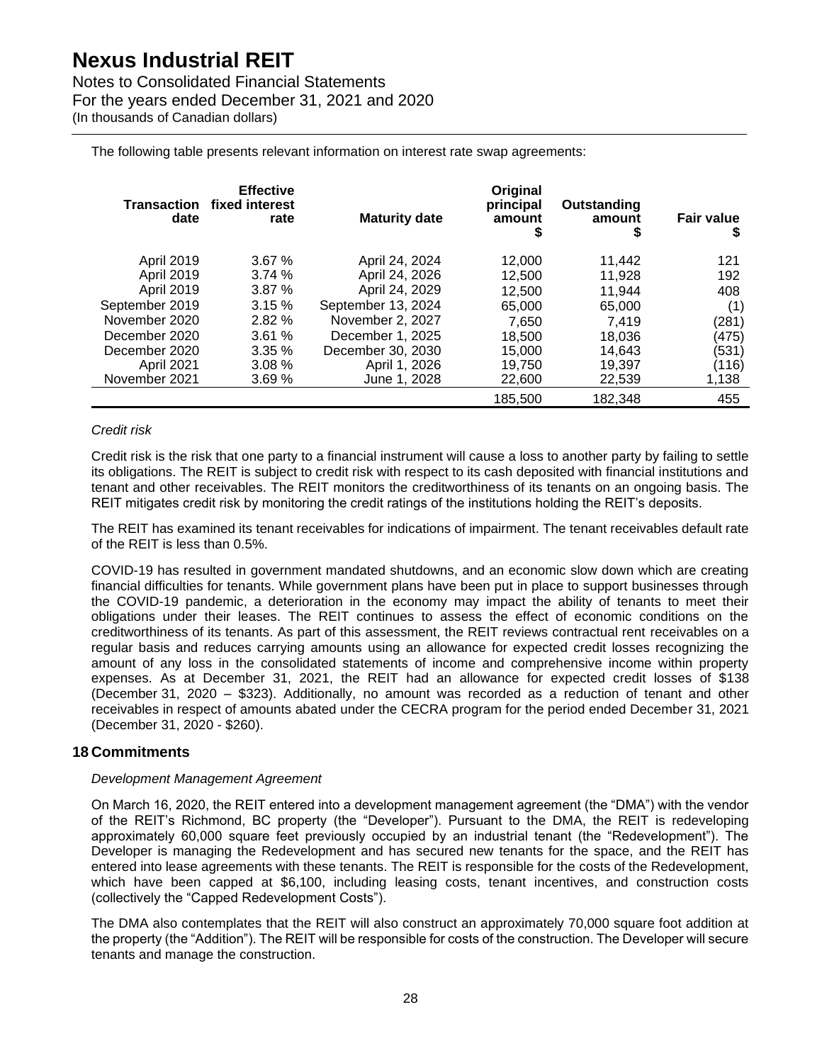The following table presents relevant information on interest rate swap agreements:

| Transaction date | Effective fixed interest rate | Maturity date | Original principal amount $ | Outstanding amount $ | Fair value $ |
|---|---|---|---|---|---|
| April 2019 | 3.67 % | April 24, 2024 | 12,000 | 11,442 | 121 |
| April 2019 | 3.74 % | April 24, 2026 | 12,500 | 11,928 | 192 |
| April 2019 | 3.87 % | April 24, 2029 | 12,500 | 11,944 | 408 |
| September 2019 | 3.15 % | September 13, 2024 | 65,000 | 65,000 | (1) |
| November 2020 | 2.82 % | November 2, 2027 | 7,650 | 7,419 | (281) |
| December 2020 | 3.61 % | December 1, 2025 | 18,500 | 18,036 | (475) |
| December 2020 | 3.35 % | December 30, 2030 | 15,000 | 14,643 | (531) |
| April 2021 | 3.08 % | April 1, 2026 | 19,750 | 19,397 | (116) |
| November 2021 | 3.69 % | June 1, 2028 | 22,600 | 22,539 | 1,138 |
| | | | 185,500 | 182,348 | 455 |

*Credit risk*

Credit risk is the risk that one party to a financial instrument will cause a loss to another party by failing to settle its obligations. The REIT is subject to credit risk with respect to its cash deposited with financial institutions and tenant and other receivables. The REIT monitors the creditworthiness of its tenants on an ongoing basis. The REIT mitigates credit risk by monitoring the credit ratings of the institutions holding the REIT's deposits.

The REIT has examined its tenant receivables for indications of impairment. The tenant receivables default rate of the REIT is less than 0.5%.

COVID-19 has resulted in government mandated shutdowns, and an economic slow down which are creating financial difficulties for tenants. While government plans have been put in place to support businesses through the COVID-19 pandemic, a deterioration in the economy may impact the ability of tenants to meet their obligations under their leases. The REIT continues to assess the effect of economic conditions on the creditworthiness of its tenants. As part of this assessment, the REIT reviews contractual rent receivables on a regular basis and reduces carrying amounts using an allowance for expected credit losses recognizing the amount of any loss in the consolidated statements of income and comprehensive income within property expenses. As at December 31, 2021, the REIT had an allowance for expected credit losses of $138 (December 31, 2020 – $323). Additionally, no amount was recorded as a reduction of tenant and other receivables in respect of amounts abated under the CECRA program for the period ended December 31, 2021 (December 31, 2020 - $260).

## 18 Commitments

*Development Management Agreement*

On March 16, 2020, the REIT entered into a development management agreement (the "DMA") with the vendor of the REIT's Richmond, BC property (the "Developer"). Pursuant to the DMA, the REIT is redeveloping approximately 60,000 square feet previously occupied by an industrial tenant (the "Redevelopment"). The Developer is managing the Redevelopment and has secured new tenants for the space, and the REIT has entered into lease agreements with these tenants. The REIT is responsible for the costs of the Redevelopment, which have been capped at $6,100, including leasing costs, tenant incentives, and construction costs (collectively the "Capped Redevelopment Costs").

The DMA also contemplates that the REIT will also construct an approximately 70,000 square foot addition at the property (the "Addition"). The REIT will be responsible for costs of the construction. The Developer will secure tenants and manage the construction.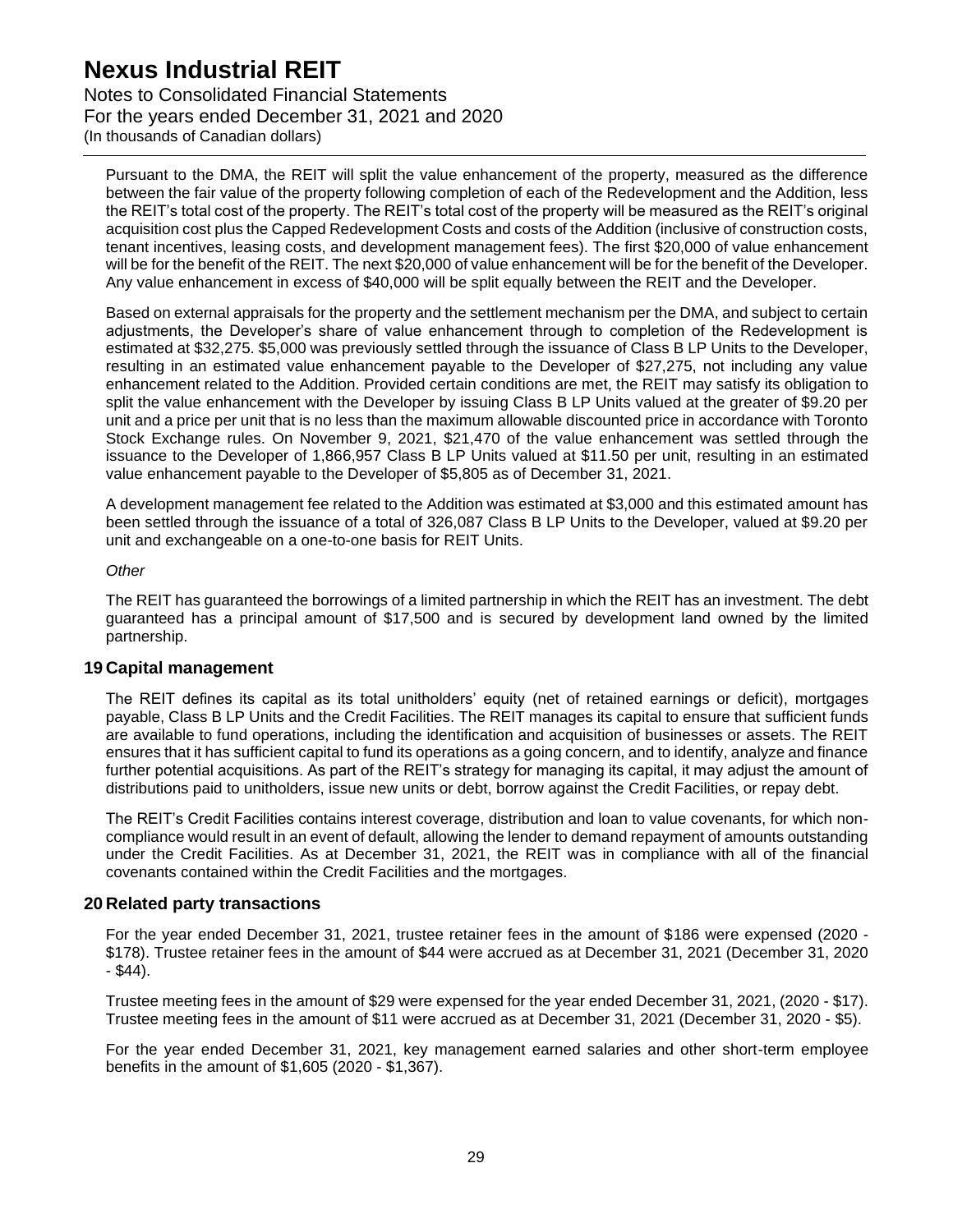Pursuant to the DMA, the REIT will split the value enhancement of the property, measured as the difference between the fair value of the property following completion of each of the Redevelopment and the Addition, less the REIT's total cost of the property. The REIT's total cost of the property will be measured as the REIT's original acquisition cost plus the Capped Redevelopment Costs and costs of the Addition (inclusive of construction costs, tenant incentives, leasing costs, and development management fees). The first $20,000 of value enhancement will be for the benefit of the REIT. The next $20,000 of value enhancement will be for the benefit of the Developer. Any value enhancement in excess of $40,000 will be split equally between the REIT and the Developer.

Based on external appraisals for the property and the settlement mechanism per the DMA, and subject to certain adjustments, the Developer's share of value enhancement through to completion of the Redevelopment is estimated at $32,275. $5,000 was previously settled through the issuance of Class B LP Units to the Developer, resulting in an estimated value enhancement payable to the Developer of $27,275, not including any value enhancement related to the Addition. Provided certain conditions are met, the REIT may satisfy its obligation to split the value enhancement with the Developer by issuing Class B LP Units valued at the greater of $9.20 per unit and a price per unit that is no less than the maximum allowable discounted price in accordance with Toronto Stock Exchange rules. On November 9, 2021, $21,470 of the value enhancement was settled through the issuance to the Developer of 1,866,957 Class B LP Units valued at $11.50 per unit, resulting in an estimated value enhancement payable to the Developer of $5,805 as of December 31, 2021.

A development management fee related to the Addition was estimated at $3,000 and this estimated amount has been settled through the issuance of a total of 326,087 Class B LP Units to the Developer, valued at $9.20 per unit and exchangeable on a one-to-one basis for REIT Units.

*Other*

The REIT has guaranteed the borrowings of a limited partnership in which the REIT has an investment. The debt guaranteed has a principal amount of $17,500 and is secured by development land owned by the limited partnership.

## 19 Capital management

The REIT defines its capital as its total unitholders' equity (net of retained earnings or deficit), mortgages payable, Class B LP Units and the Credit Facilities. The REIT manages its capital to ensure that sufficient funds are available to fund operations, including the identification and acquisition of businesses or assets. The REIT ensures that it has sufficient capital to fund its operations as a going concern, and to identify, analyze and finance further potential acquisitions. As part of the REIT's strategy for managing its capital, it may adjust the amount of distributions paid to unitholders, issue new units or debt, borrow against the Credit Facilities, or repay debt.

The REIT's Credit Facilities contains interest coverage, distribution and loan to value covenants, for which non-compliance would result in an event of default, allowing the lender to demand repayment of amounts outstanding under the Credit Facilities. As at December 31, 2021, the REIT was in compliance with all of the financial covenants contained within the Credit Facilities and the mortgages.

## 20 Related party transactions

For the year ended December 31, 2021, trustee retainer fees in the amount of $186 were expensed (2020 - $178). Trustee retainer fees in the amount of $44 were accrued as at December 31, 2021 (December 31, 2020 - $44).

Trustee meeting fees in the amount of $29 were expensed for the year ended December 31, 2021, (2020 - $17). Trustee meeting fees in the amount of $11 were accrued as at December 31, 2021 (December 31, 2020 - $5).

For the year ended December 31, 2021, key management earned salaries and other short-term employee benefits in the amount of $1,605 (2020 - $1,367).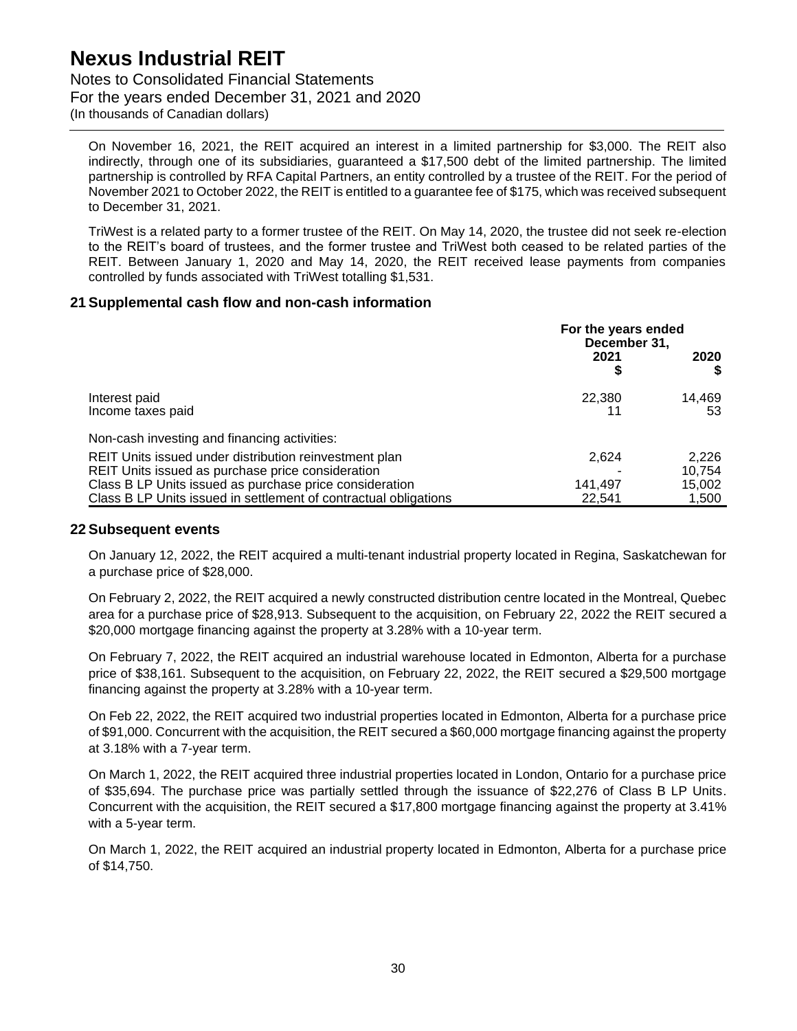On November 16, 2021, the REIT acquired an interest in a limited partnership for $3,000. The REIT also indirectly, through one of its subsidiaries, guaranteed a $17,500 debt of the limited partnership. The limited partnership is controlled by RFA Capital Partners, an entity controlled by a trustee of the REIT. For the period of November 2021 to October 2022, the REIT is entitled to a guarantee fee of $175, which was received subsequent to December 31, 2021.

TriWest is a related party to a former trustee of the REIT. On May 14, 2020, the trustee did not seek re-election to the REIT's board of trustees, and the former trustee and TriWest both ceased to be related parties of the REIT. Between January 1, 2020 and May 14, 2020, the REIT received lease payments from companies controlled by funds associated with TriWest totalling $1,531.

## 21 Supplemental cash flow and non-cash information

| | For the years ended December 31, 2021 $ | 2020 $ |
|---|---|---|
| Interest paid | 22,380 | 14,469 |
| Income taxes paid | 11 | 53 |
| Non-cash investing and financing activities: | | |
| REIT Units issued under distribution reinvestment plan | 2,624 | 2,226 |
| REIT Units issued as purchase price consideration | - | 10,754 |
| Class B LP Units issued as purchase price consideration | 141,497 | 15,002 |
| Class B LP Units issued in settlement of contractual obligations | 22,541 | 1,500 |

## 22 Subsequent events

On January 12, 2022, the REIT acquired a multi-tenant industrial property located in Regina, Saskatchewan for a purchase price of $28,000.

On February 2, 2022, the REIT acquired a newly constructed distribution centre located in the Montreal, Quebec area for a purchase price of $28,913. Subsequent to the acquisition, on February 22, 2022 the REIT secured a $20,000 mortgage financing against the property at 3.28% with a 10-year term.

On February 7, 2022, the REIT acquired an industrial warehouse located in Edmonton, Alberta for a purchase price of $38,161. Subsequent to the acquisition, on February 22, 2022, the REIT secured a $29,500 mortgage financing against the property at 3.28% with a 10-year term.

On Feb 22, 2022, the REIT acquired two industrial properties located in Edmonton, Alberta for a purchase price of $91,000. Concurrent with the acquisition, the REIT secured a $60,000 mortgage financing against the property at 3.18% with a 7-year term.

On March 1, 2022, the REIT acquired three industrial properties located in London, Ontario for a purchase price of $35,694. The purchase price was partially settled through the issuance of $22,276 of Class B LP Units. Concurrent with the acquisition, the REIT secured a $17,800 mortgage financing against the property at 3.41% with a 5-year term.

On March 1, 2022, the REIT acquired an industrial property located in Edmonton, Alberta for a purchase price of $14,750.